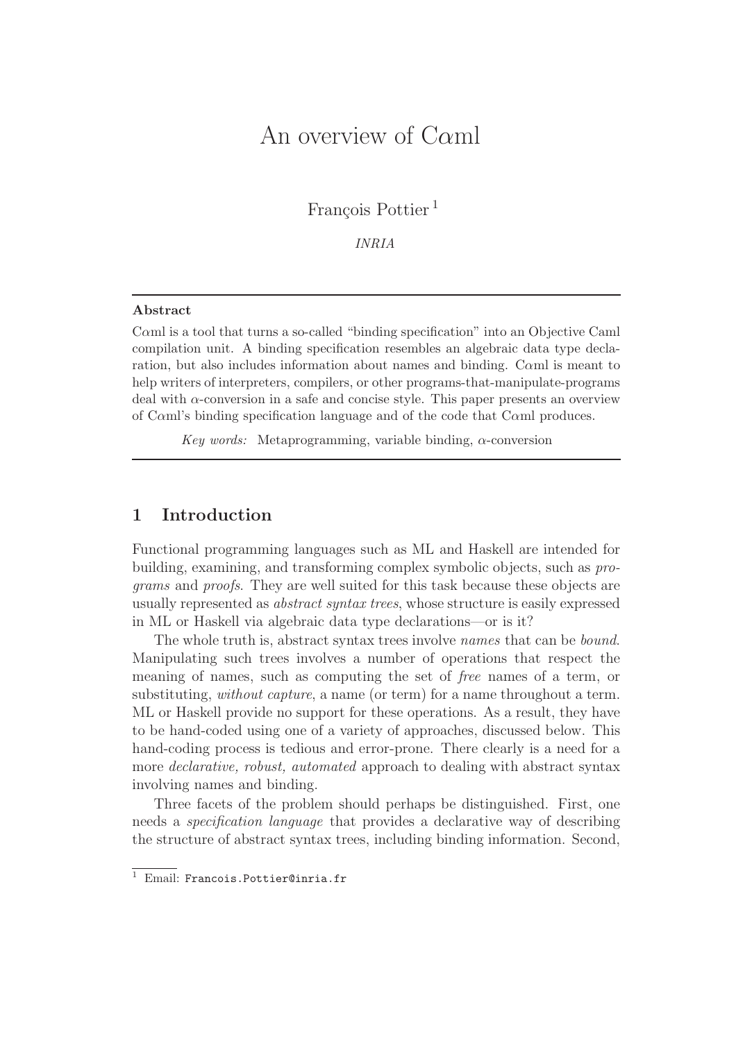# An overview of C$\alpha$ml

François Pottier [1]

*INRIA*

---

**Abstract**

C$\alpha$ml is a tool that turns a so-called "binding specification" into an Objective Caml compilation unit. A binding specification resembles an algebraic data type declaration, but also includes information about names and binding. C$\alpha$ml is meant to help writers of interpreters, compilers, or other programs-that-manipulate-programs deal with $\alpha$-conversion in a safe and concise style. This paper presents an overview of C$\alpha$ml's binding specification language and of the code that C$\alpha$ml produces.

*Key words:* Metaprogramming, variable binding, $\alpha$-conversion

---

## 1 Introduction

Functional programming languages such as ML and Haskell are intended for building, examining, and transforming complex symbolic objects, such as *programs* and *proofs*. They are well suited for this task because these objects are usually represented as *abstract syntax trees*, whose structure is easily expressed in ML or Haskell via algebraic data type declarations—or is it?

The whole truth is, abstract syntax trees involve *names* that can be *bound*. Manipulating such trees involves a number of operations that respect the meaning of names, such as computing the set of *free* names of a term, or substituting, *without capture*, a name (or term) for a name throughout a term. ML or Haskell provide no support for these operations. As a result, they have to be hand-coded using one of a variety of approaches, discussed below. This hand-coding process is tedious and error-prone. There clearly is a need for a more *declarative, robust, automated* approach to dealing with abstract syntax involving names and binding.

Three facets of the problem should perhaps be distinguished. First, one needs a *specification language* that provides a declarative way of describing the structure of abstract syntax trees, including binding information. Second,

[1] Email: `Francois.Pottier@inria.fr`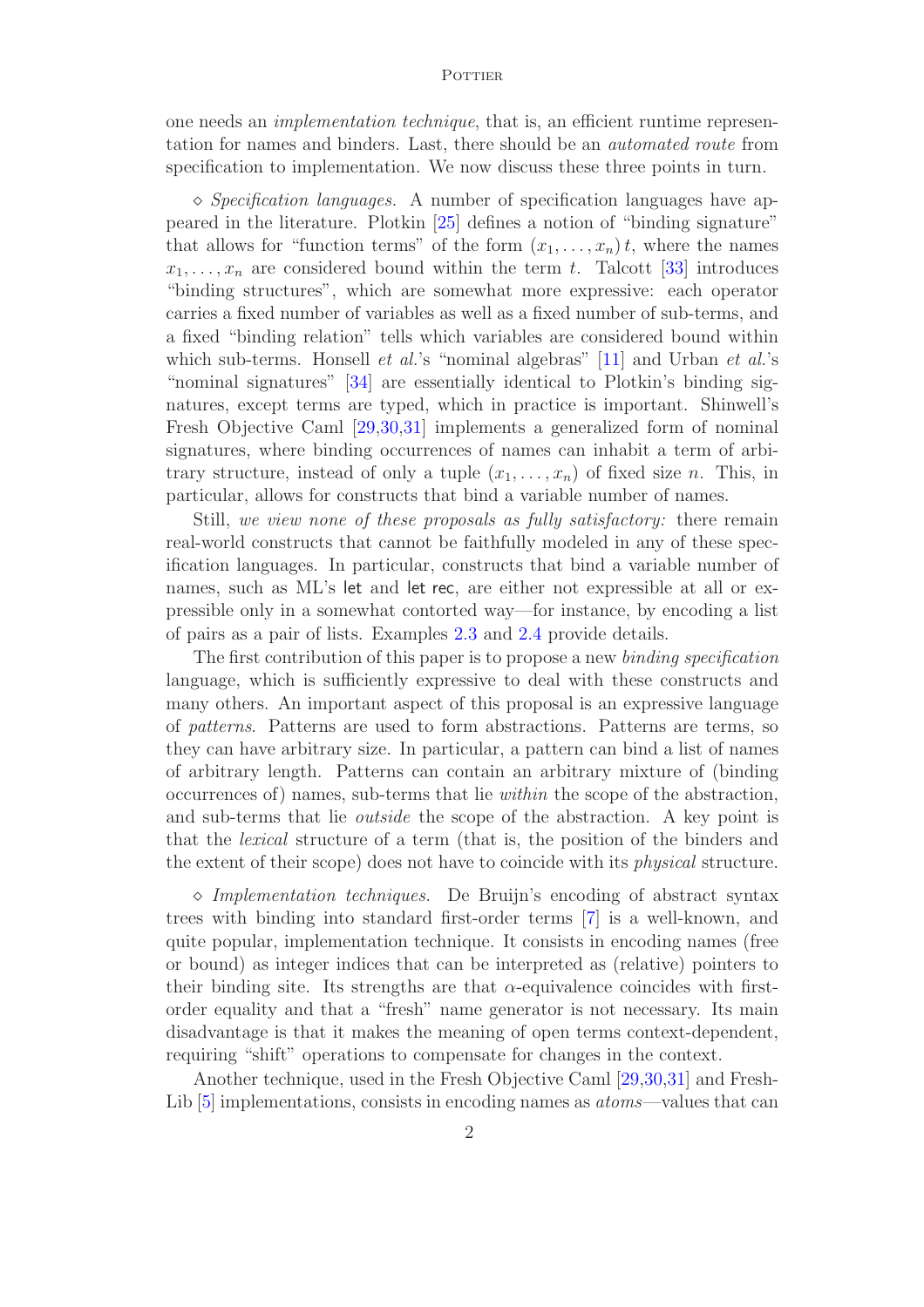one needs an *implementation technique*, that is, an efficient runtime representation for names and binders. Last, there should be an *automated route* from specification to implementation. We now discuss these three points in turn.

⋄ *Specification languages.* A number of specification languages have appeared in the literature. Plotkin [25] defines a notion of "binding signature" that allows for "function terms" of the form $(x_1, \ldots, x_n)\, t$, where the names $x_1, \ldots, x_n$ are considered bound within the term $t$. Talcott [33] introduces "binding structures", which are somewhat more expressive: each operator carries a fixed number of variables as well as a fixed number of sub-terms, and a fixed "binding relation" tells which variables are considered bound within which sub-terms. Honsell *et al.*'s "nominal algebras" [11] and Urban *et al.*'s "nominal signatures" [34] are essentially identical to Plotkin's binding signatures, except terms are typed, which in practice is important. Shinwell's Fresh Objective Caml [29,30,31] implements a generalized form of nominal signatures, where binding occurrences of names can inhabit a term of arbitrary structure, instead of only a tuple $(x_1, \ldots, x_n)$ of fixed size $n$. This, in particular, allows for constructs that bind a variable number of names.

Still, *we view none of these proposals as fully satisfactory:* there remain real-world constructs that cannot be faithfully modeled in any of these specification languages. In particular, constructs that bind a variable number of names, such as ML's let and let rec, are either not expressible at all or expressible only in a somewhat contorted way—for instance, by encoding a list of pairs as a pair of lists. Examples 2.3 and 2.4 provide details.

The first contribution of this paper is to propose a new *binding specification* language, which is sufficiently expressive to deal with these constructs and many others. An important aspect of this proposal is an expressive language of *patterns*. Patterns are used to form abstractions. Patterns are terms, so they can have arbitrary size. In particular, a pattern can bind a list of names of arbitrary length. Patterns can contain an arbitrary mixture of (binding occurrences of) names, sub-terms that lie *within* the scope of the abstraction, and sub-terms that lie *outside* the scope of the abstraction. A key point is that the *lexical* structure of a term (that is, the position of the binders and the extent of their scope) does not have to coincide with its *physical* structure.

⋄ *Implementation techniques.* De Bruijn's encoding of abstract syntax trees with binding into standard first-order terms [7] is a well-known, and quite popular, implementation technique. It consists in encoding names (free or bound) as integer indices that can be interpreted as (relative) pointers to their binding site. Its strengths are that $\alpha$-equivalence coincides with first-order equality and that a "fresh" name generator is not necessary. Its main disadvantage is that it makes the meaning of open terms context-dependent, requiring "shift" operations to compensate for changes in the context.

Another technique, used in the Fresh Objective Caml [29,30,31] and FreshLib [5] implementations, consists in encoding names as *atoms*—values that can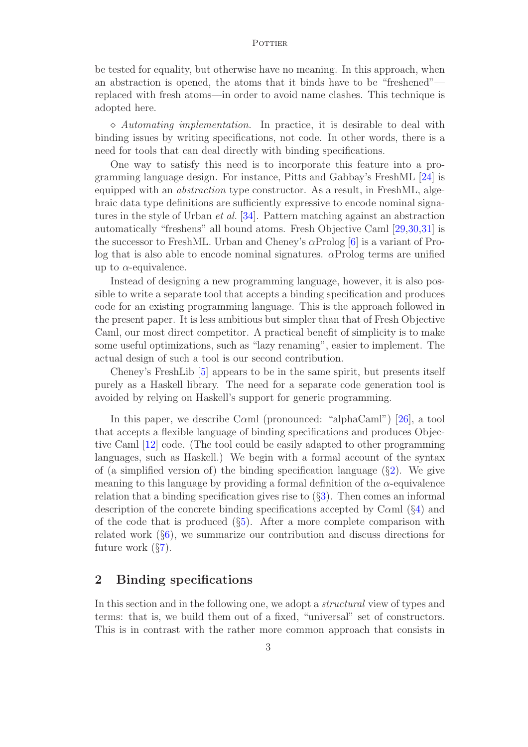be tested for equality, but otherwise have no meaning. In this approach, when an abstraction is opened, the atoms that it binds have to be "freshened"—replaced with fresh atoms—in order to avoid name clashes. This technique is adopted here.

⋄ *Automating implementation.* In practice, it is desirable to deal with binding issues by writing specifications, not code. In other words, there is a need for tools that can deal directly with binding specifications.

One way to satisfy this need is to incorporate this feature into a programming language design. For instance, Pitts and Gabbay's FreshML [24] is equipped with an *abstraction* type constructor. As a result, in FreshML, algebraic data type definitions are sufficiently expressive to encode nominal signatures in the style of Urban *et al.* [34]. Pattern matching against an abstraction automatically "freshens" all bound atoms. Fresh Objective Caml [29,30,31] is the successor to FreshML. Urban and Cheney's $\alpha$Prolog [6] is a variant of Prolog that is also able to encode nominal signatures. $\alpha$Prolog terms are unified up to $\alpha$-equivalence.

Instead of designing a new programming language, however, it is also possible to write a separate tool that accepts a binding specification and produces code for an existing programming language. This is the approach followed in the present paper. It is less ambitious but simpler than that of Fresh Objective Caml, our most direct competitor. A practical benefit of simplicity is to make some useful optimizations, such as "lazy renaming", easier to implement. The actual design of such a tool is our second contribution.

Cheney's FreshLib [5] appears to be in the same spirit, but presents itself purely as a Haskell library. The need for a separate code generation tool is avoided by relying on Haskell's support for generic programming.

In this paper, we describe C$\alpha$ml (pronounced: "alphaCaml") [26], a tool that accepts a flexible language of binding specifications and produces Objective Caml [12] code. (The tool could be easily adapted to other programming languages, such as Haskell.) We begin with a formal account of the syntax of (a simplified version of) the binding specification language (§2). We give meaning to this language by providing a formal definition of the $\alpha$-equivalence relation that a binding specification gives rise to (§3). Then comes an informal description of the concrete binding specifications accepted by C$\alpha$ml (§4) and of the code that is produced (§5). After a more complete comparison with related work (§6), we summarize our contribution and discuss directions for future work (§7).

## 2 Binding specifications

In this section and in the following one, we adopt a *structural* view of types and terms: that is, we build them out of a fixed, "universal" set of constructors. This is in contrast with the rather more common approach that consists in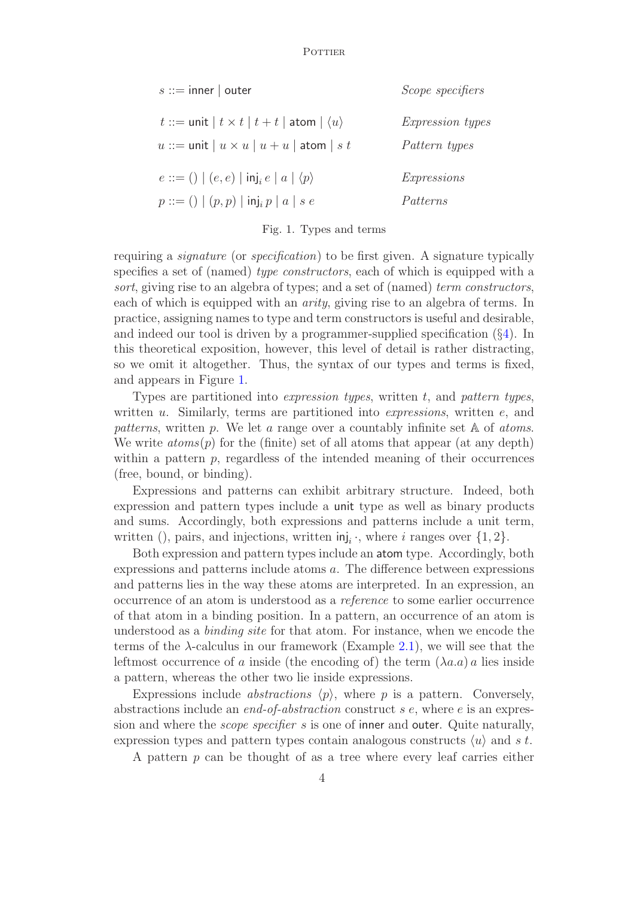| | |
|---|---|
| $s ::= \mathsf{inner} \mid \mathsf{outer}$ | *Scope specifiers* |
| $t ::= \mathsf{unit} \mid t \times t \mid t + t \mid \mathsf{atom} \mid \langle u \rangle$ | *Expression types* |
| $u ::= \mathsf{unit} \mid u \times u \mid u + u \mid \mathsf{atom} \mid s\ t$ | *Pattern types* |
| $e ::= () \mid (e, e) \mid \mathsf{inj}_i\, e \mid a \mid \langle p \rangle$ | *Expressions* |
| $p ::= () \mid (p, p) \mid \mathsf{inj}_i\, p \mid a \mid s\ e$ | *Patterns* |

Fig. 1. Types and terms

requiring a *signature* (or *specification*) to be first given. A signature typically specifies a set of (named) *type constructors*, each of which is equipped with a *sort*, giving rise to an algebra of types; and a set of (named) *term constructors*, each of which is equipped with an *arity*, giving rise to an algebra of terms. In practice, assigning names to type and term constructors is useful and desirable, and indeed our tool is driven by a programmer-supplied specification (§4). In this theoretical exposition, however, this level of detail is rather distracting, so we omit it altogether. Thus, the syntax of our types and terms is fixed, and appears in Figure 1.

Types are partitioned into *expression types*, written $t$, and *pattern types*, written $u$. Similarly, terms are partitioned into *expressions*, written $e$, and *patterns*, written $p$. We let $a$ range over a countably infinite set $\mathbb{A}$ of *atoms*. We write $atoms(p)$ for the (finite) set of all atoms that appear (at any depth) within a pattern $p$, regardless of the intended meaning of their occurrences (free, bound, or binding).

Expressions and patterns can exhibit arbitrary structure. Indeed, both expression and pattern types include a $\mathsf{unit}$ type as well as binary products and sums. Accordingly, both expressions and patterns include a unit term, written $()$, pairs, and injections, written $\mathsf{inj}_i\, \cdot$, where $i$ ranges over $\{1, 2\}$.

Both expression and pattern types include an $\mathsf{atom}$ type. Accordingly, both expressions and patterns include atoms $a$. The difference between expressions and patterns lies in the way these atoms are interpreted. In an expression, an occurrence of an atom is understood as a *reference* to some earlier occurrence of that atom in a binding position. In a pattern, an occurrence of an atom is understood as a *binding site* for that atom. For instance, when we encode the terms of the $\lambda$-calculus in our framework (Example 2.1), we will see that the leftmost occurrence of $a$ inside (the encoding of) the term $(\lambda a.a)\, a$ lies inside a pattern, whereas the other two lie inside expressions.

Expressions include *abstractions* $\langle p \rangle$, where $p$ is a pattern. Conversely, abstractions include an *end-of-abstraction* construct $s\ e$, where $e$ is an expression and where the *scope specifier* $s$ is one of $\mathsf{inner}$ and $\mathsf{outer}$. Quite naturally, expression types and pattern types contain analogous constructs $\langle u \rangle$ and $s\ t$.

A pattern $p$ can be thought of as a tree where every leaf carries either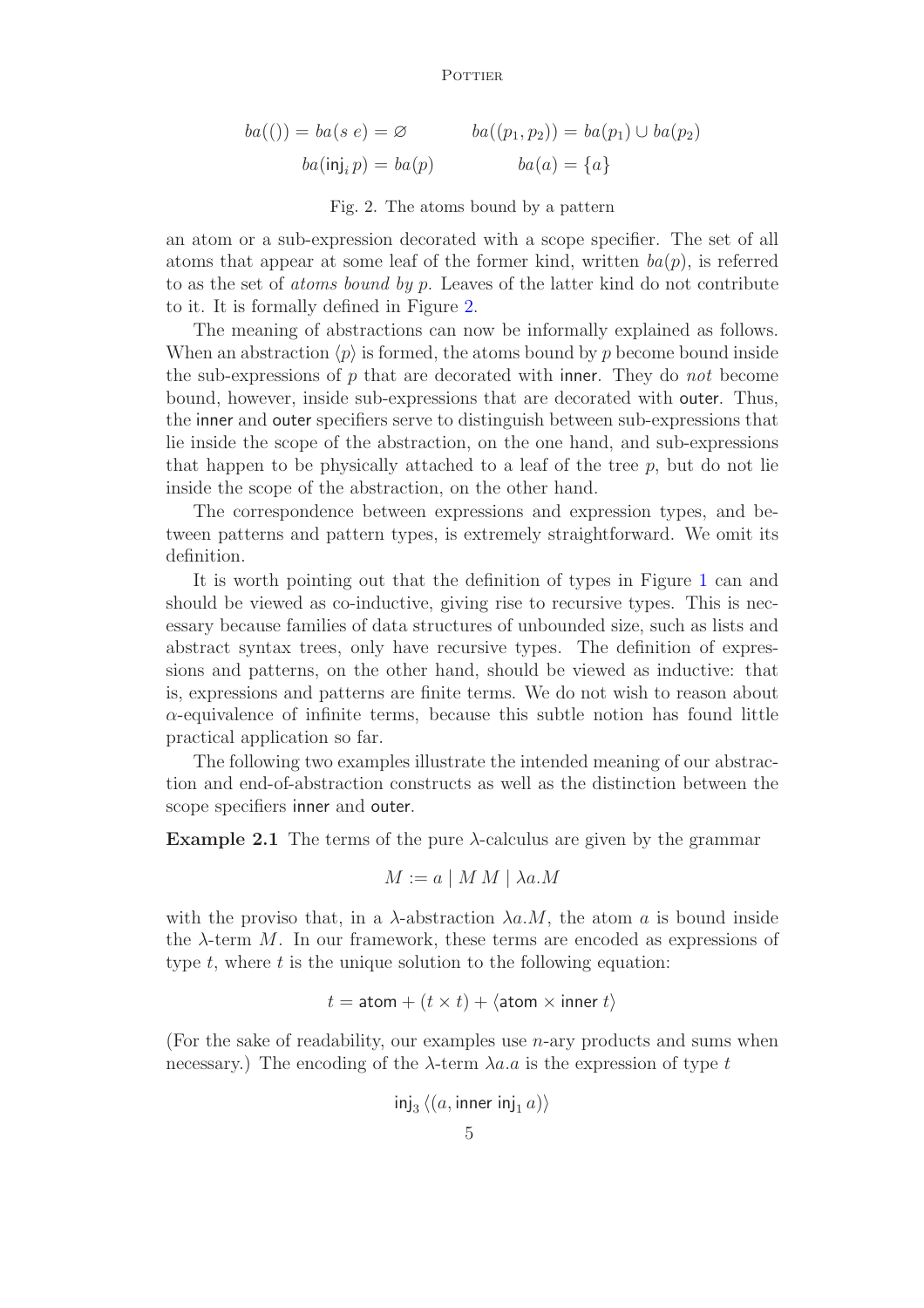$$ba(()) = ba(s\ e) = \varnothing \qquad ba((p_1, p_2)) = ba(p_1) \cup ba(p_2)$$

$$ba(\mathsf{inj}_i\ p) = ba(p) \qquad ba(a) = \{a\}$$

Fig. 2. The atoms bound by a pattern

an atom or a sub-expression decorated with a scope specifier. The set of all atoms that appear at some leaf of the former kind, written $ba(p)$, is referred to as the set of *atoms bound by p*. Leaves of the latter kind do not contribute to it. It is formally defined in Figure 2.

The meaning of abstractions can now be informally explained as follows. When an abstraction $\langle p \rangle$ is formed, the atoms bound by $p$ become bound inside the sub-expressions of $p$ that are decorated with $\mathsf{inner}$. They do *not* become bound, however, inside sub-expressions that are decorated with $\mathsf{outer}$. Thus, the $\mathsf{inner}$ and $\mathsf{outer}$ specifiers serve to distinguish between sub-expressions that lie inside the scope of the abstraction, on the one hand, and sub-expressions that happen to be physically attached to a leaf of the tree $p$, but do not lie inside the scope of the abstraction, on the other hand.

The correspondence between expressions and expression types, and between patterns and pattern types, is extremely straightforward. We omit its definition.

It is worth pointing out that the definition of types in Figure 1 can and should be viewed as co-inductive, giving rise to recursive types. This is necessary because families of data structures of unbounded size, such as lists and abstract syntax trees, only have recursive types. The definition of expressions and patterns, on the other hand, should be viewed as inductive: that is, expressions and patterns are finite terms. We do not wish to reason about $\alpha$-equivalence of infinite terms, because this subtle notion has found little practical application so far.

The following two examples illustrate the intended meaning of our abstraction and end-of-abstraction constructs as well as the distinction between the scope specifiers $\mathsf{inner}$ and $\mathsf{outer}$.

**Example 2.1** The terms of the pure $\lambda$-calculus are given by the grammar

$$M := a \mid M\ M \mid \lambda a.M$$

with the proviso that, in a $\lambda$-abstraction $\lambda a.M$, the atom $a$ is bound inside the $\lambda$-term $M$. In our framework, these terms are encoded as expressions of type $t$, where $t$ is the unique solution to the following equation:

$$t = \mathsf{atom} + (t \times t) + \langle \mathsf{atom} \times \mathsf{inner}\ t \rangle$$

(For the sake of readability, our examples use $n$-ary products and sums when necessary.) The encoding of the $\lambda$-term $\lambda a.a$ is the expression of type $t$

$$\mathsf{inj}_3\ \langle (a, \mathsf{inner}\ \mathsf{inj}_1\ a) \rangle$$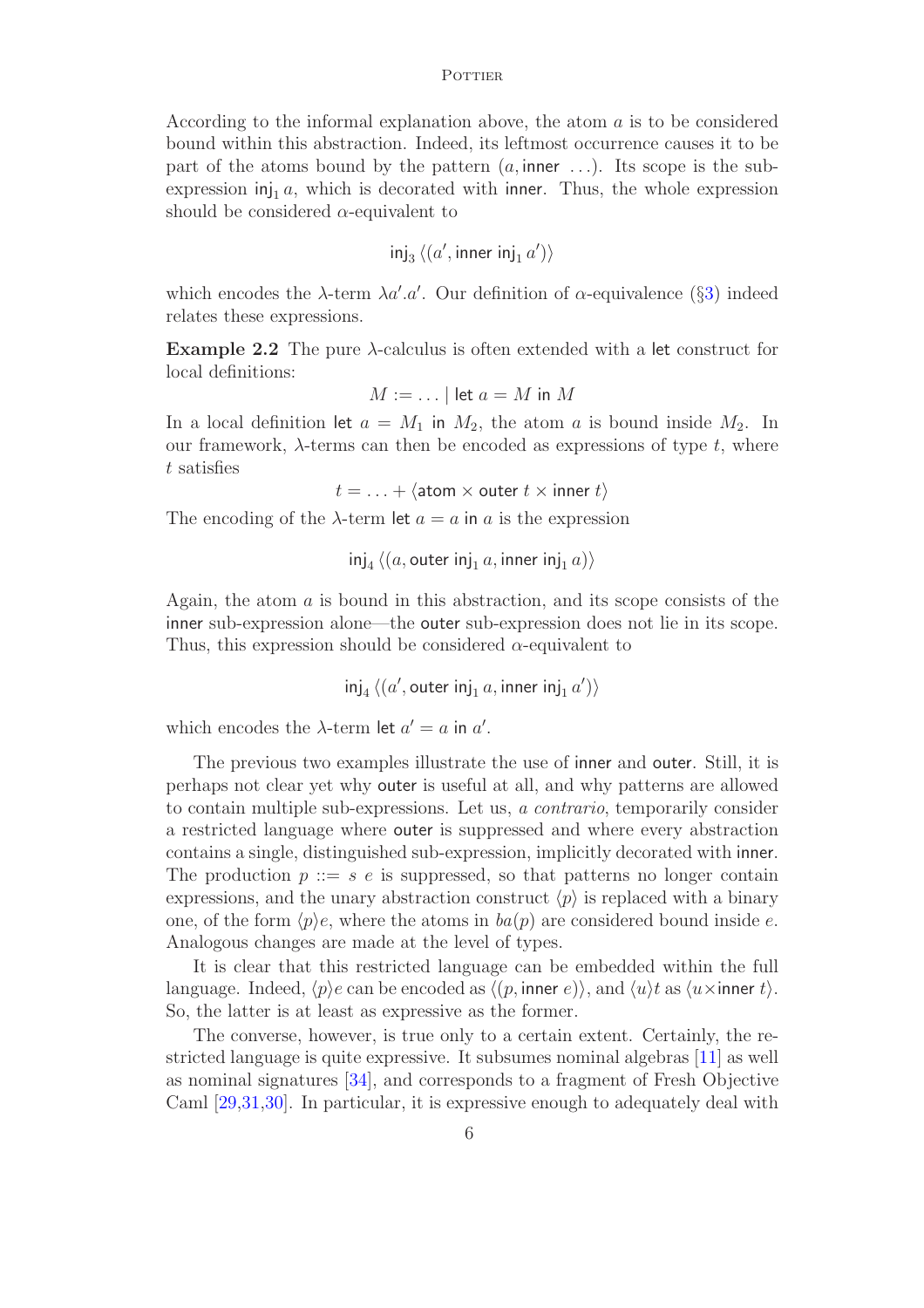According to the informal explanation above, the atom $a$ is to be considered bound within this abstraction. Indeed, its leftmost occurrence causes it to be part of the atoms bound by the pattern $(a, \mathsf{inner}\ \ldots)$. Its scope is the sub-expression $\mathsf{inj}_1\, a$, which is decorated with $\mathsf{inner}$. Thus, the whole expression should be considered $\alpha$-equivalent to

$$\mathsf{inj}_3\, \langle (a', \mathsf{inner}\ \mathsf{inj}_1\, a') \rangle$$

which encodes the $\lambda$-term $\lambda a'.a'$. Our definition of $\alpha$-equivalence (§3) indeed relates these expressions.

**Example 2.2** The pure $\lambda$-calculus is often extended with a $\mathsf{let}$ construct for local definitions:

$$M := \ldots \mid \mathsf{let}\ a = M\ \mathsf{in}\ M$$

In a local definition $\mathsf{let}\ a = M_1\ \mathsf{in}\ M_2$, the atom $a$ is bound inside $M_2$. In our framework, $\lambda$-terms can then be encoded as expressions of type $t$, where $t$ satisfies

$$t = \ldots + \langle \mathsf{atom} \times \mathsf{outer}\ t \times \mathsf{inner}\ t \rangle$$

The encoding of the $\lambda$-term $\mathsf{let}\ a = a\ \mathsf{in}\ a$ is the expression

$$\mathsf{inj}_4\, \langle (a, \mathsf{outer}\ \mathsf{inj}_1\, a, \mathsf{inner}\ \mathsf{inj}_1\, a) \rangle$$

Again, the atom $a$ is bound in this abstraction, and its scope consists of the $\mathsf{inner}$ sub-expression alone—the $\mathsf{outer}$ sub-expression does not lie in its scope. Thus, this expression should be considered $\alpha$-equivalent to

$$\mathsf{inj}_4\, \langle (a', \mathsf{outer}\ \mathsf{inj}_1\, a, \mathsf{inner}\ \mathsf{inj}_1\, a') \rangle$$

which encodes the $\lambda$-term $\mathsf{let}\ a' = a\ \mathsf{in}\ a'$.

The previous two examples illustrate the use of $\mathsf{inner}$ and $\mathsf{outer}$. Still, it is perhaps not clear yet why $\mathsf{outer}$ is useful at all, and why patterns are allowed to contain multiple sub-expressions. Let us, *a contrario*, temporarily consider a restricted language where $\mathsf{outer}$ is suppressed and where every abstraction contains a single, distinguished sub-expression, implicitly decorated with $\mathsf{inner}$. The production $p ::= s\ e$ is suppressed, so that patterns no longer contain expressions, and the unary abstraction construct $\langle p \rangle$ is replaced with a binary one, of the form $\langle p \rangle e$, where the atoms in $ba(p)$ are considered bound inside $e$. Analogous changes are made at the level of types.

It is clear that this restricted language can be embedded within the full language. Indeed, $\langle p \rangle e$ can be encoded as $\langle (p, \mathsf{inner}\ e) \rangle$, and $\langle u \rangle t$ as $\langle u \times \mathsf{inner}\ t \rangle$. So, the latter is at least as expressive as the former.

The converse, however, is true only to a certain extent. Certainly, the restricted language is quite expressive. It subsumes nominal algebras [11] as well as nominal signatures [34], and corresponds to a fragment of Fresh Objective Caml [29,31,30]. In particular, it is expressive enough to adequately deal with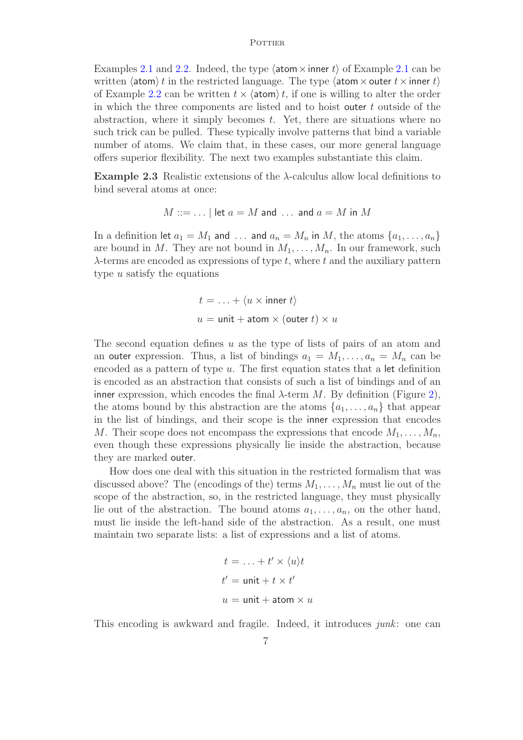Examples 2.1 and 2.2. Indeed, the type $\langle \mathsf{atom} \times \mathsf{inner}\ t \rangle$ of Example 2.1 can be written $\langle \mathsf{atom} \rangle\, t$ in the restricted language. The type $\langle \mathsf{atom} \times \mathsf{outer}\ t \times \mathsf{inner}\ t \rangle$ of Example 2.2 can be written $t \times \langle \mathsf{atom} \rangle\, t$, if one is willing to alter the order in which the three components are listed and to hoist $\mathsf{outer}\ t$ outside of the abstraction, where it simply becomes $t$. Yet, there are situations where no such trick can be pulled. These typically involve patterns that bind a variable number of atoms. We claim that, in these cases, our more general language offers superior flexibility. The next two examples substantiate this claim.

**Example 2.3** Realistic extensions of the $\lambda$-calculus allow local definitions to bind several atoms at once:

$$M ::= \ldots \mid \mathsf{let}\ a = M\ \mathsf{and}\ \ldots\ \mathsf{and}\ a = M\ \mathsf{in}\ M$$

In a definition $\mathsf{let}\ a_1 = M_1\ \mathsf{and}\ \ldots\ \mathsf{and}\ a_n = M_n\ \mathsf{in}\ M$, the atoms $\{a_1, \ldots, a_n\}$ are bound in $M$. They are not bound in $M_1, \ldots, M_n$. In our framework, such $\lambda$-terms are encoded as expressions of type $t$, where $t$ and the auxiliary pattern type $u$ satisfy the equations

$$t = \ldots + \langle u \times \mathsf{inner}\ t \rangle$$
$$u = \mathsf{unit} + \mathsf{atom} \times (\mathsf{outer}\ t) \times u$$

The second equation defines $u$ as the type of lists of pairs of an atom and an $\mathsf{outer}$ expression. Thus, a list of bindings $a_1 = M_1, \ldots, a_n = M_n$ can be encoded as a pattern of type $u$. The first equation states that a $\mathsf{let}$ definition is encoded as an abstraction that consists of such a list of bindings and of an $\mathsf{inner}$ expression, which encodes the final $\lambda$-term $M$. By definition (Figure 2), the atoms bound by this abstraction are the atoms $\{a_1, \ldots, a_n\}$ that appear in the list of bindings, and their scope is the $\mathsf{inner}$ expression that encodes $M$. Their scope does not encompass the expressions that encode $M_1, \ldots, M_n$, even though these expressions physically lie inside the abstraction, because they are marked $\mathsf{outer}$.

How does one deal with this situation in the restricted formalism that was discussed above? The (encodings of the) terms $M_1, \ldots, M_n$ must lie out of the scope of the abstraction, so, in the restricted language, they must physically lie out of the abstraction. The bound atoms $a_1, \ldots, a_n$, on the other hand, must lie inside the left-hand side of the abstraction. As a result, one must maintain two separate lists: a list of expressions and a list of atoms.

$$t = \ldots + t' \times \langle u \rangle t$$
$$t' = \mathsf{unit} + t \times t'$$
$$u = \mathsf{unit} + \mathsf{atom} \times u$$

This encoding is awkward and fragile. Indeed, it introduces *junk*: one can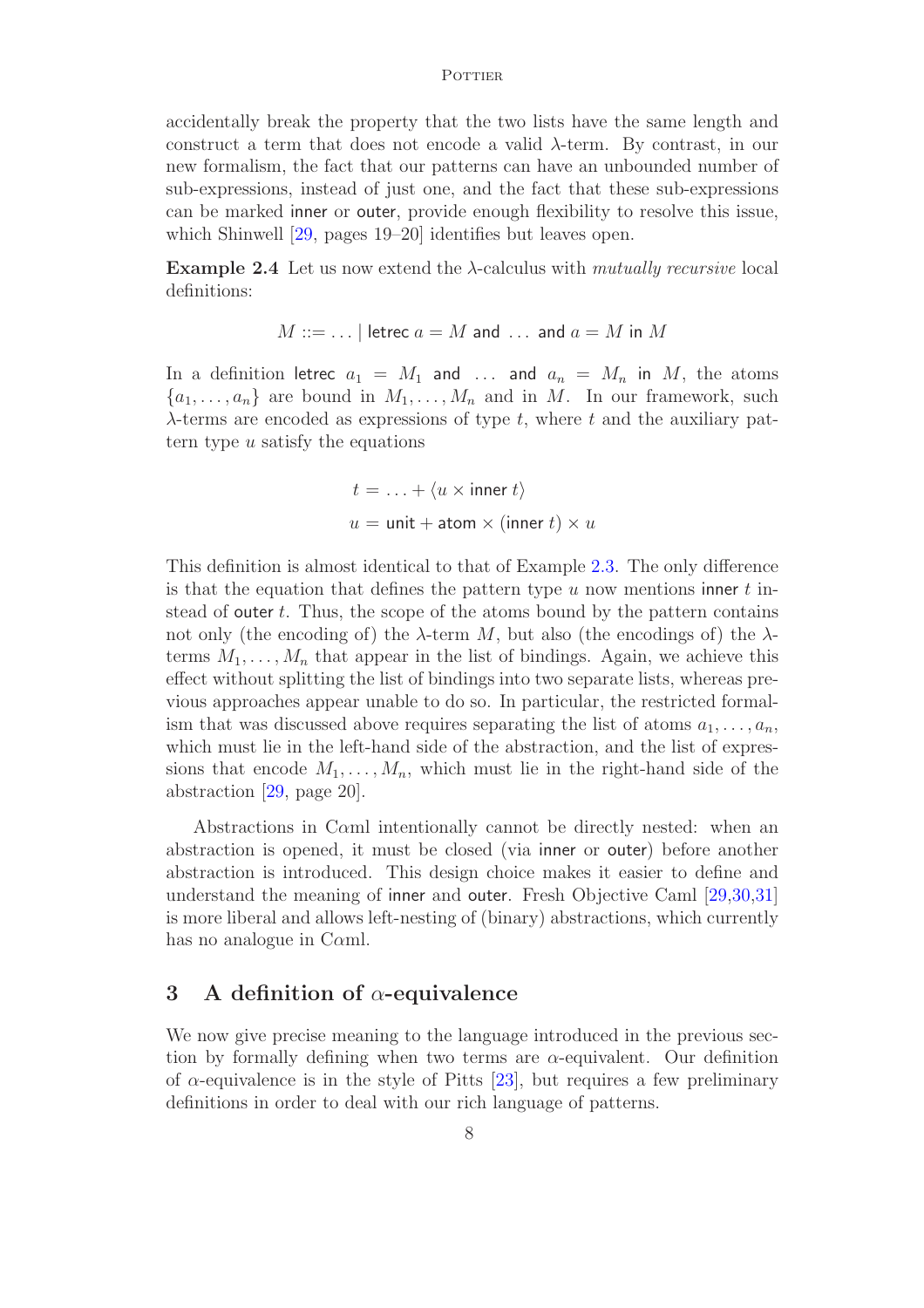accidentally break the property that the two lists have the same length and construct a term that does not encode a valid $\lambda$-term. By contrast, in our new formalism, the fact that our patterns can have an unbounded number of sub-expressions, instead of just one, and the fact that these sub-expressions can be marked inner or outer, provide enough flexibility to resolve this issue, which Shinwell [29, pages 19–20] identifies but leaves open.

**Example 2.4** Let us now extend the $\lambda$-calculus with *mutually recursive* local definitions:

$$M ::= \ldots \mid \mathsf{letrec}\ a = M\ \mathsf{and}\ \ldots\ \mathsf{and}\ a = M\ \mathsf{in}\ M$$

In a definition $\mathsf{letrec}\ a_1 = M_1\ \mathsf{and}\ \ldots\ \mathsf{and}\ a_n = M_n\ \mathsf{in}\ M$, the atoms $\{a_1, \ldots, a_n\}$ are bound in $M_1, \ldots, M_n$ and in $M$. In our framework, such $\lambda$-terms are encoded as expressions of type $t$, where $t$ and the auxiliary pattern type $u$ satisfy the equations

$$t = \ldots + \langle u \times \mathsf{inner}\ t \rangle$$
$$u = \mathsf{unit} + \mathsf{atom} \times (\mathsf{inner}\ t) \times u$$

This definition is almost identical to that of Example 2.3. The only difference is that the equation that defines the pattern type $u$ now mentions inner $t$ instead of outer $t$. Thus, the scope of the atoms bound by the pattern contains not only (the encoding of) the $\lambda$-term $M$, but also (the encodings of) the $\lambda$-terms $M_1, \ldots, M_n$ that appear in the list of bindings. Again, we achieve this effect without splitting the list of bindings into two separate lists, whereas previous approaches appear unable to do so. In particular, the restricted formalism that was discussed above requires separating the list of atoms $a_1, \ldots, a_n$, which must lie in the left-hand side of the abstraction, and the list of expressions that encode $M_1, \ldots, M_n$, which must lie in the right-hand side of the abstraction [29, page 20].

Abstractions in C$\alpha$ml intentionally cannot be directly nested: when an abstraction is opened, it must be closed (via inner or outer) before another abstraction is introduced. This design choice makes it easier to define and understand the meaning of inner and outer. Fresh Objective Caml [29,30,31] is more liberal and allows left-nesting of (binary) abstractions, which currently has no analogue in C$\alpha$ml.

## 3 A definition of $\alpha$-equivalence

We now give precise meaning to the language introduced in the previous section by formally defining when two terms are $\alpha$-equivalent. Our definition of $\alpha$-equivalence is in the style of Pitts [23], but requires a few preliminary definitions in order to deal with our rich language of patterns.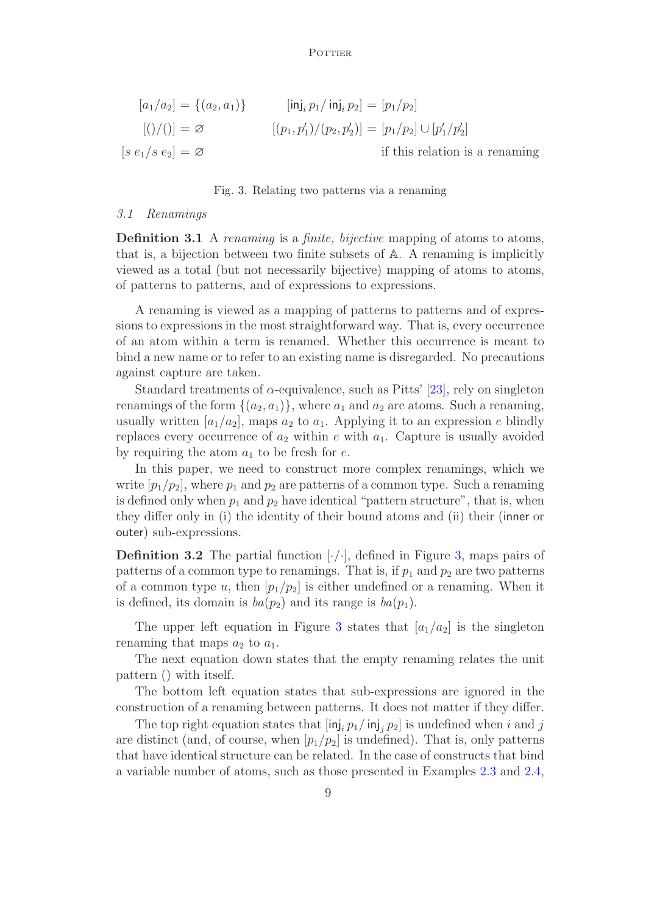$$
\begin{aligned}
[a_1/a_2] &= \{(a_2, a_1)\} & [\mathsf{inj}_i\, p_1/\, \mathsf{inj}_i\, p_2] &= [p_1/p_2] \\
[()/()] &= \varnothing & [(p_1, p_1')/(p_2, p_2')] &= [p_1/p_2] \cup [p_1'/p_2'] \\
[s\; e_1/s\; e_2] &= \varnothing & &\text{if this relation is a renaming}
\end{aligned}
$$

Fig. 3. Relating two patterns via a renaming

### 3.1 Renamings

**Definition 3.1** A *renaming* is a *finite, bijective* mapping of atoms to atoms, that is, a bijection between two finite subsets of $\mathbb{A}$. A renaming is implicitly viewed as a total (but not necessarily bijective) mapping of atoms to atoms, of patterns to patterns, and of expressions to expressions.

A renaming is viewed as a mapping of patterns to patterns and of expressions to expressions in the most straightforward way. That is, every occurrence of an atom within a term is renamed. Whether this occurrence is meant to bind a new name or to refer to an existing name is disregarded. No precautions against capture are taken.

Standard treatments of $\alpha$-equivalence, such as Pitts' [23], rely on singleton renamings of the form $\{(a_2, a_1)\}$, where $a_1$ and $a_2$ are atoms. Such a renaming, usually written $[a_1/a_2]$, maps $a_2$ to $a_1$. Applying it to an expression $e$ blindly replaces every occurrence of $a_2$ within $e$ with $a_1$. Capture is usually avoided by requiring the atom $a_1$ to be fresh for $e$.

In this paper, we need to construct more complex renamings, which we write $[p_1/p_2]$, where $p_1$ and $p_2$ are patterns of a common type. Such a renaming is defined only when $p_1$ and $p_2$ have identical "pattern structure", that is, when they differ only in (i) the identity of their bound atoms and (ii) their (inner or outer) sub-expressions.

**Definition 3.2** The partial function $[\cdot/\cdot]$, defined in Figure 3, maps pairs of patterns of a common type to renamings. That is, if $p_1$ and $p_2$ are two patterns of a common type $u$, then $[p_1/p_2]$ is either undefined or a renaming. When it is defined, its domain is $ba(p_2)$ and its range is $ba(p_1)$.

The upper left equation in Figure 3 states that $[a_1/a_2]$ is the singleton renaming that maps $a_2$ to $a_1$.

The next equation down states that the empty renaming relates the unit pattern $()$ with itself.

The bottom left equation states that sub-expressions are ignored in the construction of a renaming between patterns. It does not matter if they differ.

The top right equation states that $[\mathsf{inj}_i\, p_1/\, \mathsf{inj}_j\, p_2]$ is undefined when $i$ and $j$ are distinct (and, of course, when $[p_1/p_2]$ is undefined). That is, only patterns that have identical structure can be related. In the case of constructs that bind a variable number of atoms, such as those presented in Examples 2.3 and 2.4,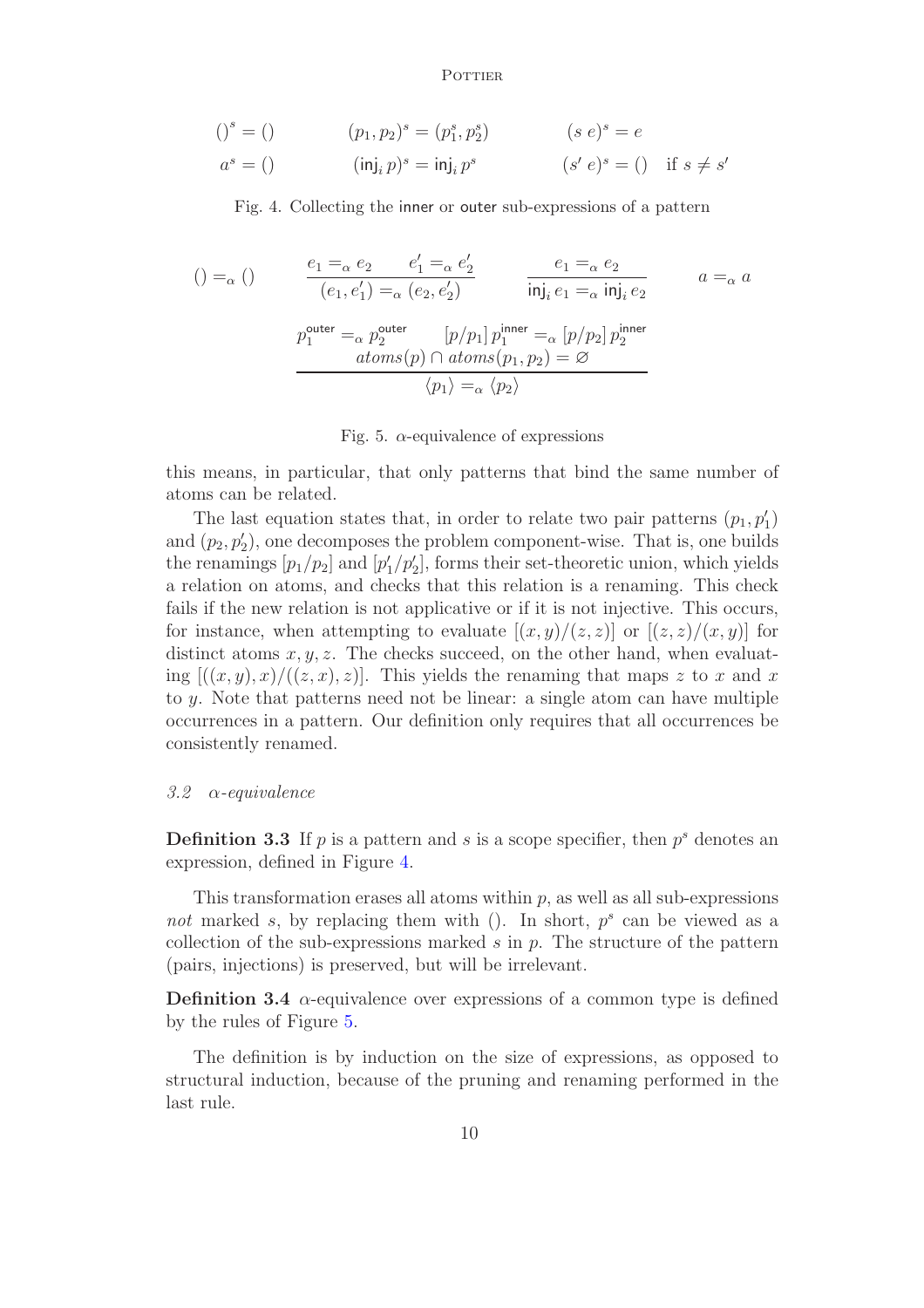$$()^s = () \qquad (p_1, p_2)^s = (p_1^s, p_2^s) \qquad (s\ e)^s = e$$

$$a^s = () \qquad (\mathsf{inj}_i\, p)^s = \mathsf{inj}_i\, p^s \qquad (s'\ e)^s = () \quad \text{if } s \neq s'$$

Fig. 4. Collecting the inner or outer sub-expressions of a pattern

$$() =_\alpha () \qquad \frac{e_1 =_\alpha e_2 \qquad e_1' =_\alpha e_2'}{(e_1, e_1') =_\alpha (e_2, e_2')} \qquad \frac{e_1 =_\alpha e_2}{\mathsf{inj}_i\, e_1 =_\alpha \mathsf{inj}_i\, e_2} \qquad a =_\alpha a$$

$$\frac{p_1^{\mathsf{outer}} =_\alpha p_2^{\mathsf{outer}} \qquad [p/p_1]\, p_1^{\mathsf{inner}} =_\alpha [p/p_2]\, p_2^{\mathsf{inner}} \qquad atoms(p) \cap atoms(p_1, p_2) = \varnothing}{\langle p_1 \rangle =_\alpha \langle p_2 \rangle}$$

Fig. 5. $\alpha$-equivalence of expressions

this means, in particular, that only patterns that bind the same number of atoms can be related.

The last equation states that, in order to relate two pair patterns $(p_1, p_1')$ and $(p_2, p_2')$, one decomposes the problem component-wise. That is, one builds the renamings $[p_1/p_2]$ and $[p_1'/p_2']$, forms their set-theoretic union, which yields a relation on atoms, and checks that this relation is a renaming. This check fails if the new relation is not applicative or if it is not injective. This occurs, for instance, when attempting to evaluate $[(x, y)/(z, z)]$ or $[(z, z)/(x, y)]$ for distinct atoms $x, y, z$. The checks succeed, on the other hand, when evaluating $[((x, y), x)/((z, x), z)]$. This yields the renaming that maps $z$ to $x$ and $x$ to $y$. Note that patterns need not be linear: a single atom can have multiple occurrences in a pattern. Our definition only requires that all occurrences be consistently renamed.

### 3.2 *α-equivalence*

**Definition 3.3** If $p$ is a pattern and $s$ is a scope specifier, then $p^s$ denotes an expression, defined in Figure 4.

This transformation erases all atoms within $p$, as well as all sub-expressions *not* marked $s$, by replacing them with (). In short, $p^s$ can be viewed as a collection of the sub-expressions marked $s$ in $p$. The structure of the pattern (pairs, injections) is preserved, but will be irrelevant.

**Definition 3.4** $\alpha$-equivalence over expressions of a common type is defined by the rules of Figure 5.

The definition is by induction on the size of expressions, as opposed to structural induction, because of the pruning and renaming performed in the last rule.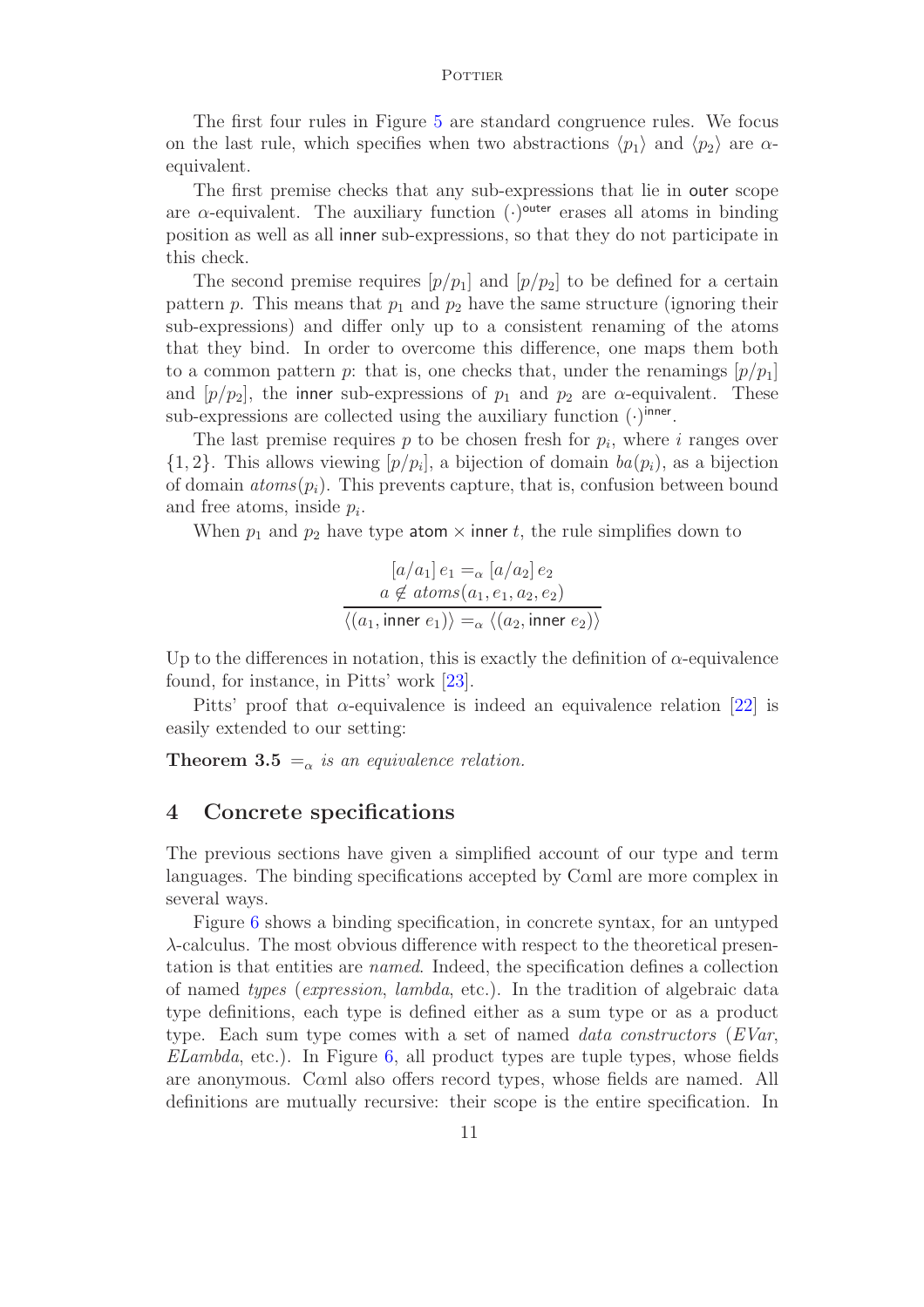The first four rules in Figure 5 are standard congruence rules. We focus on the last rule, which specifies when two abstractions $\langle p_1 \rangle$ and $\langle p_2 \rangle$ are $\alpha$-equivalent.

The first premise checks that any sub-expressions that lie in $\mathsf{outer}$ scope are $\alpha$-equivalent. The auxiliary function $(\cdot)^{\mathsf{outer}}$ erases all atoms in binding position as well as all $\mathsf{inner}$ sub-expressions, so that they do not participate in this check.

The second premise requires $[p/p_1]$ and $[p/p_2]$ to be defined for a certain pattern $p$. This means that $p_1$ and $p_2$ have the same structure (ignoring their sub-expressions) and differ only up to a consistent renaming of the atoms that they bind. In order to overcome this difference, one maps them both to a common pattern $p$: that is, one checks that, under the renamings $[p/p_1]$ and $[p/p_2]$, the $\mathsf{inner}$ sub-expressions of $p_1$ and $p_2$ are $\alpha$-equivalent. These sub-expressions are collected using the auxiliary function $(\cdot)^{\mathsf{inner}}$.

The last premise requires $p$ to be chosen fresh for $p_i$, where $i$ ranges over $\{1, 2\}$. This allows viewing $[p/p_i]$, a bijection of domain $ba(p_i)$, as a bijection of domain $atoms(p_i)$. This prevents capture, that is, confusion between bound and free atoms, inside $p_i$.

When $p_1$ and $p_2$ have type $\mathsf{atom} \times \mathsf{inner}\ t$, the rule simplifies down to

$$\frac{[a/a_1]\, e_1 =_\alpha [a/a_2]\, e_2 \qquad a \notin atoms(a_1, e_1, a_2, e_2)}{\langle (a_1, \mathsf{inner}\ e_1) \rangle =_\alpha \langle (a_2, \mathsf{inner}\ e_2) \rangle}$$

Up to the differences in notation, this is exactly the definition of $\alpha$-equivalence found, for instance, in Pitts' work [23].

Pitts' proof that $\alpha$-equivalence is indeed an equivalence relation [22] is easily extended to our setting:

**Theorem 3.5** *$=_\alpha$ is an equivalence relation.*

## 4 Concrete specifications

The previous sections have given a simplified account of our type and term languages. The binding specifications accepted by C$\alpha$ml are more complex in several ways.

Figure 6 shows a binding specification, in concrete syntax, for an untyped $\lambda$-calculus. The most obvious difference with respect to the theoretical presentation is that entities are *named*. Indeed, the specification defines a collection of named *types* (*expression*, *lambda*, etc.). In the tradition of algebraic data type definitions, each type is defined either as a sum type or as a product type. Each sum type comes with a set of named *data constructors* (*EVar*, *ELambda*, etc.). In Figure 6, all product types are tuple types, whose fields are anonymous. C$\alpha$ml also offers record types, whose fields are named. All definitions are mutually recursive: their scope is the entire specification. In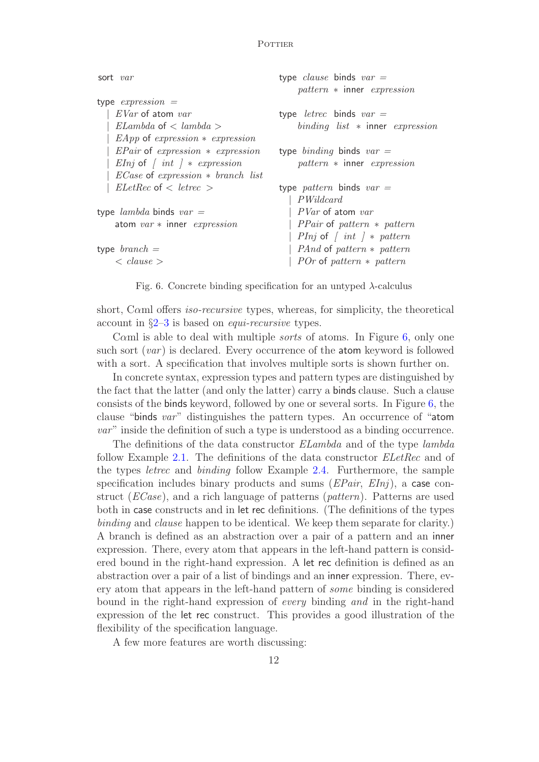```
sort var

type expression =
  | EVar of atom var
  | ELambda of < lambda >
  | EApp of expression * expression
  | EPair of expression * expression
  | EInj of [ int ] * expression
  | ECase of expression * branch list
  | ELetRec of < letrec >

type lambda binds var =
    atom var * inner expression

type branch =
    < clause >

type clause binds var =
    pattern * inner expression

type letrec binds var =
    binding list * inner expression

type binding binds var =
    pattern * inner expression

type pattern binds var =
  | PWildcard
  | PVar of atom var
  | PPair of pattern * pattern
  | PInj of [ int ] * pattern
  | PAnd of pattern * pattern
  | POr of pattern * pattern
```

Fig. 6. Concrete binding specification for an untyped λ-calculus

short, Cαml offers *iso-recursive* types, whereas, for simplicity, the theoretical account in §2–3 is based on *equi-recursive* types.

Cαml is able to deal with multiple *sorts* of atoms. In Figure 6, only one such sort (*var*) is declared. Every occurrence of the atom keyword is followed with a sort. A specification that involves multiple sorts is shown further on.

In concrete syntax, expression types and pattern types are distinguished by the fact that the latter (and only the latter) carry a binds clause. Such a clause consists of the binds keyword, followed by one or several sorts. In Figure 6, the clause "binds *var*" distinguishes the pattern types. An occurrence of "atom *var*" inside the definition of such a type is understood as a binding occurrence.

The definitions of the data constructor *ELambda* and of the type *lambda* follow Example 2.1. The definitions of the data constructor *ELetRec* and of the types *letrec* and *binding* follow Example 2.4. Furthermore, the sample specification includes binary products and sums (*EPair*, *EInj*), a case construct (*ECase*), and a rich language of patterns (*pattern*). Patterns are used both in case constructs and in let rec definitions. (The definitions of the types *binding* and *clause* happen to be identical. We keep them separate for clarity.) A branch is defined as an abstraction over a pair of a pattern and an inner expression. There, every atom that appears in the left-hand pattern is considered bound in the right-hand expression. A let rec definition is defined as an abstraction over a pair of a list of bindings and an inner expression. There, every atom that appears in the left-hand pattern of *some* binding is considered bound in the right-hand expression of *every* binding *and* in the right-hand expression of the let rec construct. This provides a good illustration of the flexibility of the specification language.

A few more features are worth discussing: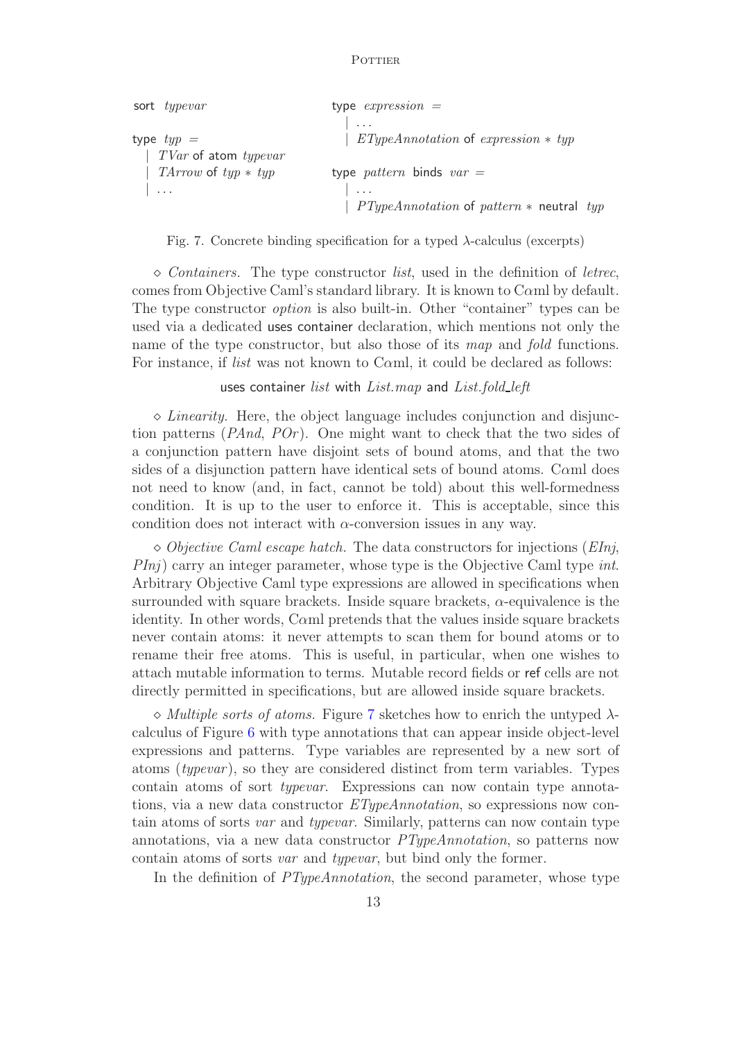```
sort typevar                      type expression =
                                    | ...
type typ =                          | ETypeAnnotation of expression * typ
  | TVar of atom typevar
  | TArrow of typ * typ           type pattern binds var =
  | ...                             | ...
                                    | PTypeAnnotation of pattern * neutral typ
```

Fig. 7. Concrete binding specification for a typed λ-calculus (excerpts)

◇ *Containers.* The type constructor *list*, used in the definition of *letrec*, comes from Objective Caml's standard library. It is known to Cαml by default. The type constructor *option* is also built-in. Other "container" types can be used via a dedicated uses container declaration, which mentions not only the name of the type constructor, but also those of its *map* and *fold* functions. For instance, if *list* was not known to Cαml, it could be declared as follows:

uses container *list* with *List.map* and *List.fold_left*

◇ *Linearity.* Here, the object language includes conjunction and disjunction patterns (*PAnd*, *POr*). One might want to check that the two sides of a conjunction pattern have disjoint sets of bound atoms, and that the two sides of a disjunction pattern have identical sets of bound atoms. Cαml does not need to know (and, in fact, cannot be told) about this well-formedness condition. It is up to the user to enforce it. This is acceptable, since this condition does not interact with $\alpha$-conversion issues in any way.

◇ *Objective Caml escape hatch.* The data constructors for injections (*EInj*, *PInj*) carry an integer parameter, whose type is the Objective Caml type *int*. Arbitrary Objective Caml type expressions are allowed in specifications when surrounded with square brackets. Inside square brackets, $\alpha$-equivalence is the identity. In other words, Cαml pretends that the values inside square brackets never contain atoms: it never attempts to scan them for bound atoms or to rename their free atoms. This is useful, in particular, when one wishes to attach mutable information to terms. Mutable record fields or ref cells are not directly permitted in specifications, but are allowed inside square brackets.

◇ *Multiple sorts of atoms.* Figure 7 sketches how to enrich the untyped $\lambda$-calculus of Figure 6 with type annotations that can appear inside object-level expressions and patterns. Type variables are represented by a new sort of atoms (*typevar*), so they are considered distinct from term variables. Types contain atoms of sort *typevar*. Expressions can now contain type annotations, via a new data constructor *ETypeAnnotation*, so expressions now contain atoms of sorts *var* and *typevar*. Similarly, patterns can now contain type annotations, via a new data constructor *PTypeAnnotation*, so patterns now contain atoms of sorts *var* and *typevar*, but bind only the former.

In the definition of *PTypeAnnotation*, the second parameter, whose type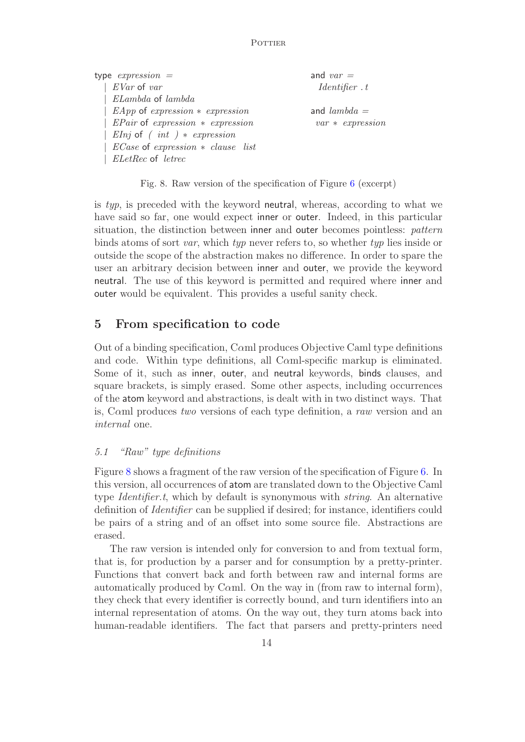```
type expression =
  | EVar of var
  | ELambda of lambda
  | EApp of expression * expression
  | EPair of expression * expression
  | EInj of ( int ) * expression
  | ECase of expression * clause list
  | ELetRec of letrec

and var =
  Identifier . t

and lambda =
  var * expression
```

Fig. 8. Raw version of the specification of Figure 6 (excerpt)

is *typ*, is preceded with the keyword neutral, whereas, according to what we have said so far, one would expect inner or outer. Indeed, in this particular situation, the distinction between inner and outer becomes pointless: *pattern* binds atoms of sort *var*, which *typ* never refers to, so whether *typ* lies inside or outside the scope of the abstraction makes no difference. In order to spare the user an arbitrary decision between inner and outer, we provide the keyword neutral. The use of this keyword is permitted and required where inner and outer would be equivalent. This provides a useful sanity check.

## 5 From specification to code

Out of a binding specification, Cαml produces Objective Caml type definitions and code. Within type definitions, all Cαml-specific markup is eliminated. Some of it, such as inner, outer, and neutral keywords, binds clauses, and square brackets, is simply erased. Some other aspects, including occurrences of the atom keyword and abstractions, is dealt with in two distinct ways. That is, Cαml produces *two* versions of each type definition, a *raw* version and an *internal* one.

### 5.1 "Raw" type definitions

Figure 8 shows a fragment of the raw version of the specification of Figure 6. In this version, all occurrences of atom are translated down to the Objective Caml type *Identifier.t*, which by default is synonymous with *string*. An alternative definition of *Identifier* can be supplied if desired; for instance, identifiers could be pairs of a string and of an offset into some source file. Abstractions are erased.

The raw version is intended only for conversion to and from textual form, that is, for production by a parser and for consumption by a pretty-printer. Functions that convert back and forth between raw and internal forms are automatically produced by Cαml. On the way in (from raw to internal form), they check that every identifier is correctly bound, and turn identifiers into an internal representation of atoms. On the way out, they turn atoms back into human-readable identifiers. The fact that parsers and pretty-printers need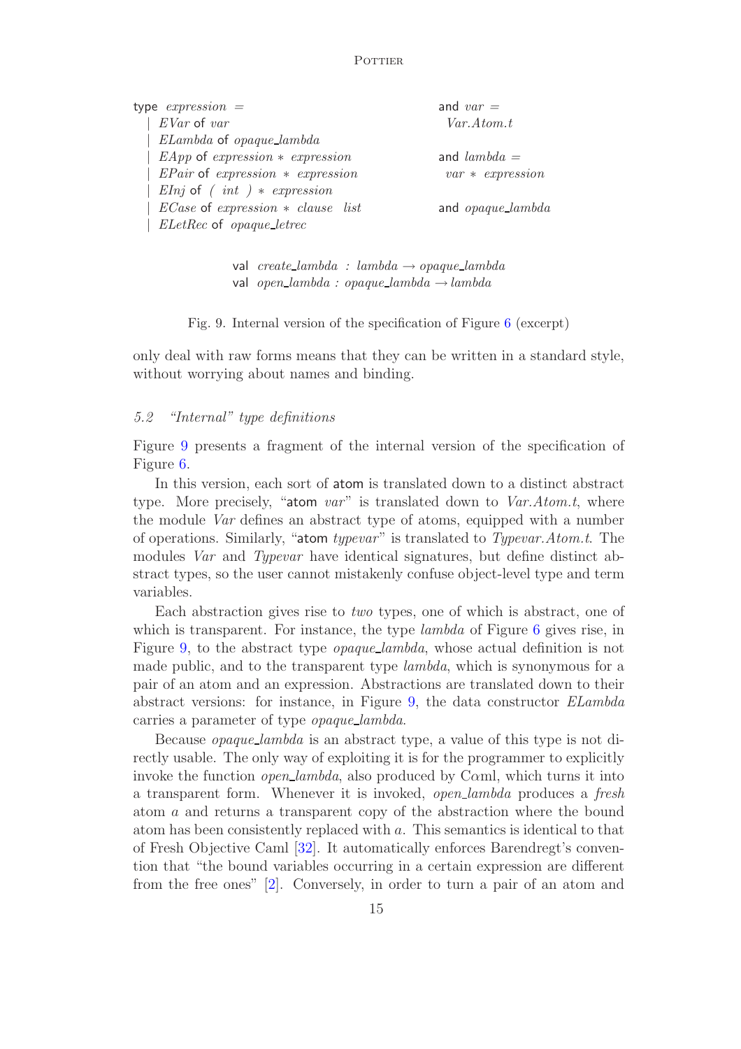```
type expression =
  | EVar of var
  | ELambda of opaque_lambda
  | EApp of expression * expression
  | EPair of expression * expression
  | EInj of ( int ) * expression
  | ECase of expression * clause list
  | ELetRec of opaque_letrec

and var =
  Var.Atom.t

and lambda =
  var * expression

and opaque_lambda

val create_lambda : lambda → opaque_lambda
val open_lambda : opaque_lambda → lambda
```

Fig. 9. Internal version of the specification of Figure 6 (excerpt)

only deal with raw forms means that they can be written in a standard style, without worrying about names and binding.

### 5.2 "Internal" type definitions

Figure 9 presents a fragment of the internal version of the specification of Figure 6.

In this version, each sort of atom is translated down to a distinct abstract type. More precisely, "atom *var*" is translated down to *Var.Atom.t*, where the module *Var* defines an abstract type of atoms, equipped with a number of operations. Similarly, "atom *typevar*" is translated to *Typevar.Atom.t*. The modules *Var* and *Typevar* have identical signatures, but define distinct abstract types, so the user cannot mistakenly confuse object-level type and term variables.

Each abstraction gives rise to *two* types, one of which is abstract, one of which is transparent. For instance, the type *lambda* of Figure 6 gives rise, in Figure 9, to the abstract type *opaque_lambda*, whose actual definition is not made public, and to the transparent type *lambda*, which is synonymous for a pair of an atom and an expression. Abstractions are translated down to their abstract versions: for instance, in Figure 9, the data constructor *ELambda* carries a parameter of type *opaque_lambda*.

Because *opaque_lambda* is an abstract type, a value of this type is not directly usable. The only way of exploiting it is for the programmer to explicitly invoke the function *open_lambda*, also produced by Cαml, which turns it into a transparent form. Whenever it is invoked, *open_lambda* produces a *fresh* atom $a$ and returns a transparent copy of the abstraction where the bound atom has been consistently replaced with $a$. This semantics is identical to that of Fresh Objective Caml [32]. It automatically enforces Barendregt's convention that "the bound variables occurring in a certain expression are different from the free ones" [2]. Conversely, in order to turn a pair of an atom and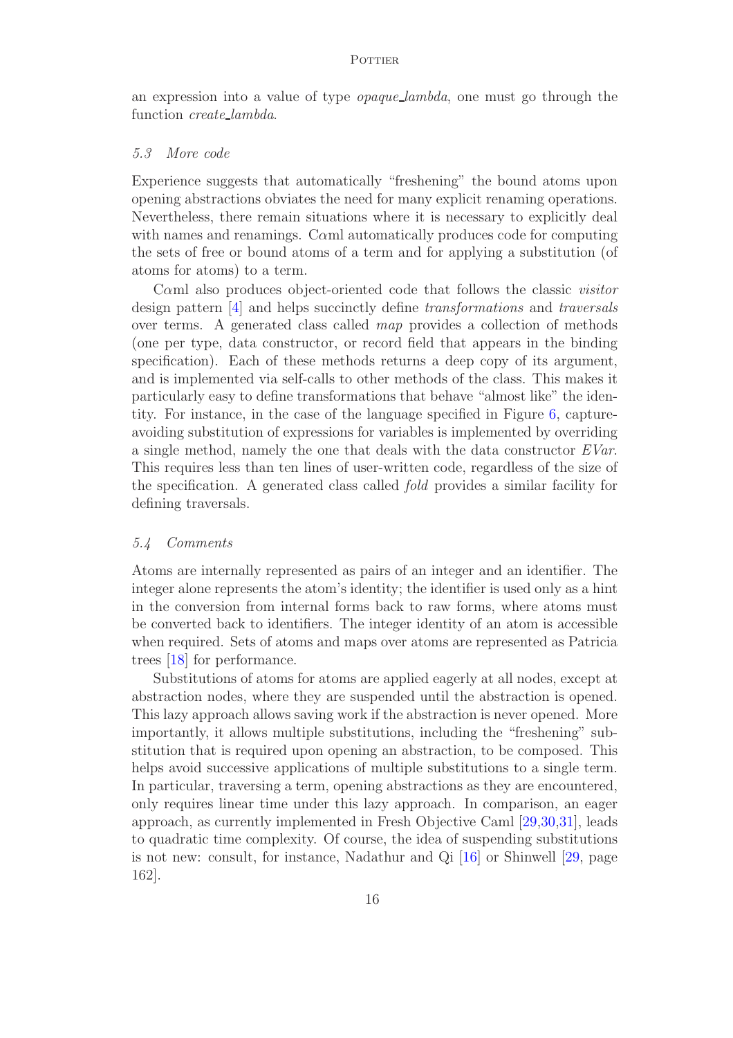an expression into a value of type *opaque_lambda*, one must go through the function *create_lambda*.

### *5.3 More code*

Experience suggests that automatically "freshening" the bound atoms upon opening abstractions obviates the need for many explicit renaming operations. Nevertheless, there remain situations where it is necessary to explicitly deal with names and renamings. C$\alpha$ml automatically produces code for computing the sets of free or bound atoms of a term and for applying a substitution (of atoms for atoms) to a term.

C$\alpha$ml also produces object-oriented code that follows the classic *visitor* design pattern [4] and helps succinctly define *transformations* and *traversals* over terms. A generated class called *map* provides a collection of methods (one per type, data constructor, or record field that appears in the binding specification). Each of these methods returns a deep copy of its argument, and is implemented via self-calls to other methods of the class. This makes it particularly easy to define transformations that behave "almost like" the identity. For instance, in the case of the language specified in Figure 6, capture-avoiding substitution of expressions for variables is implemented by overriding a single method, namely the one that deals with the data constructor *EVar*. This requires less than ten lines of user-written code, regardless of the size of the specification. A generated class called *fold* provides a similar facility for defining traversals.

### *5.4 Comments*

Atoms are internally represented as pairs of an integer and an identifier. The integer alone represents the atom's identity; the identifier is used only as a hint in the conversion from internal forms back to raw forms, where atoms must be converted back to identifiers. The integer identity of an atom is accessible when required. Sets of atoms and maps over atoms are represented as Patricia trees [18] for performance.

Substitutions of atoms for atoms are applied eagerly at all nodes, except at abstraction nodes, where they are suspended until the abstraction is opened. This lazy approach allows saving work if the abstraction is never opened. More importantly, it allows multiple substitutions, including the "freshening" substitution that is required upon opening an abstraction, to be composed. This helps avoid successive applications of multiple substitutions to a single term. In particular, traversing a term, opening abstractions as they are encountered, only requires linear time under this lazy approach. In comparison, an eager approach, as currently implemented in Fresh Objective Caml [29,30,31], leads to quadratic time complexity. Of course, the idea of suspending substitutions is not new: consult, for instance, Nadathur and Qi [16] or Shinwell [29, page 162].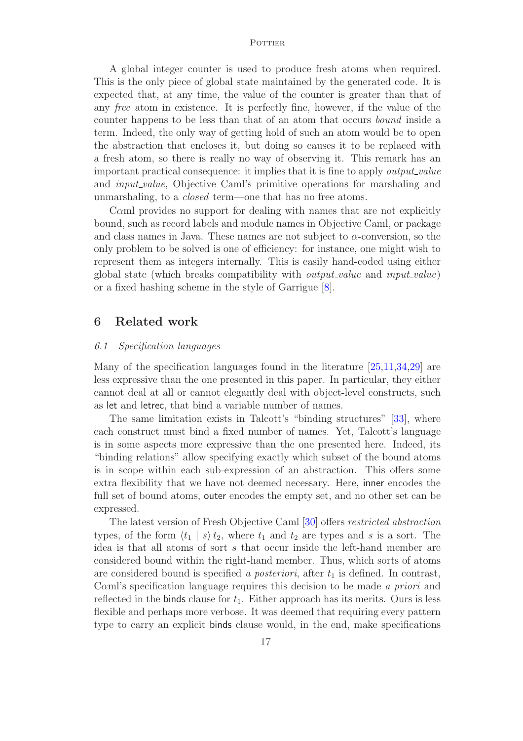A global integer counter is used to produce fresh atoms when required. This is the only piece of global state maintained by the generated code. It is expected that, at any time, the value of the counter is greater than that of any *free* atom in existence. It is perfectly fine, however, if the value of the counter happens to be less than that of an atom that occurs *bound* inside a term. Indeed, the only way of getting hold of such an atom would be to open the abstraction that encloses it, but doing so causes it to be replaced with a fresh atom, so there is really no way of observing it. This remark has an important practical consequence: it implies that it is fine to apply *output_value* and *input_value*, Objective Caml's primitive operations for marshaling and unmarshaling, to a *closed* term—one that has no free atoms.

C$\alpha$ml provides no support for dealing with names that are not explicitly bound, such as record labels and module names in Objective Caml, or package and class names in Java. These names are not subject to $\alpha$-conversion, so the only problem to be solved is one of efficiency: for instance, one might wish to represent them as integers internally. This is easily hand-coded using either global state (which breaks compatibility with *output_value* and *input_value*) or a fixed hashing scheme in the style of Garrigue [8].

## 6 Related work

### 6.1 Specification languages

Many of the specification languages found in the literature [25,11,34,29] are less expressive than the one presented in this paper. In particular, they either cannot deal at all or cannot elegantly deal with object-level constructs, such as let and letrec, that bind a variable number of names.

The same limitation exists in Talcott's "binding structures" [33], where each construct must bind a fixed number of names. Yet, Talcott's language is in some aspects more expressive than the one presented here. Indeed, its "binding relations" allow specifying exactly which subset of the bound atoms is in scope within each sub-expression of an abstraction. This offers some extra flexibility that we have not deemed necessary. Here, inner encodes the full set of bound atoms, outer encodes the empty set, and no other set can be expressed.

The latest version of Fresh Objective Caml [30] offers *restricted abstraction* types, of the form $\langle t_1 \mid s \rangle\, t_2$, where $t_1$ and $t_2$ are types and $s$ is a sort. The idea is that all atoms of sort $s$ that occur inside the left-hand member are considered bound within the right-hand member. Thus, which sorts of atoms are considered bound is specified *a posteriori*, after $t_1$ is defined. In contrast, C$\alpha$ml's specification language requires this decision to be made *a priori* and reflected in the binds clause for $t_1$. Either approach has its merits. Ours is less flexible and perhaps more verbose. It was deemed that requiring every pattern type to carry an explicit binds clause would, in the end, make specifications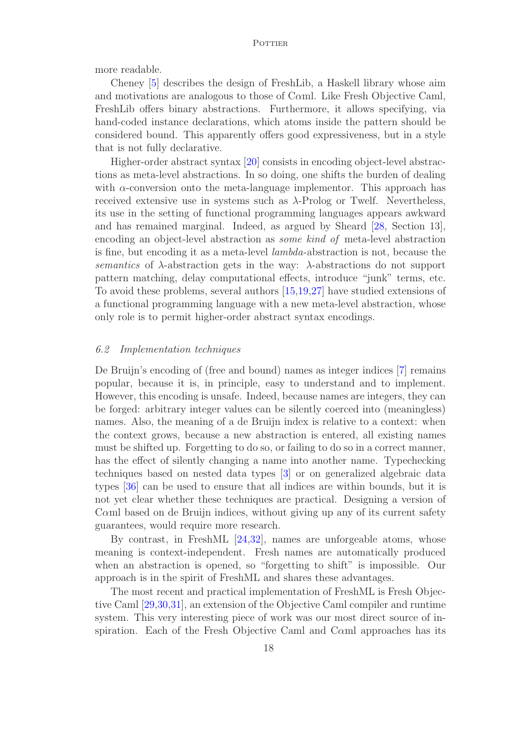more readable.

Cheney [5] describes the design of FreshLib, a Haskell library whose aim and motivations are analogous to those of C$\alpha$ml. Like Fresh Objective Caml, FreshLib offers binary abstractions. Furthermore, it allows specifying, via hand-coded instance declarations, which atoms inside the pattern should be considered bound. This apparently offers good expressiveness, but in a style that is not fully declarative.

Higher-order abstract syntax [20] consists in encoding object-level abstractions as meta-level abstractions. In so doing, one shifts the burden of dealing with $\alpha$-conversion onto the meta-language implementor. This approach has received extensive use in systems such as $\lambda$-Prolog or Twelf. Nevertheless, its use in the setting of functional programming languages appears awkward and has remained marginal. Indeed, as argued by Sheard [28, Section 13], encoding an object-level abstraction as *some kind of* meta-level abstraction is fine, but encoding it as a meta-level *lambda*-abstraction is not, because the *semantics* of $\lambda$-abstraction gets in the way: $\lambda$-abstractions do not support pattern matching, delay computational effects, introduce "junk" terms, etc. To avoid these problems, several authors [15,19,27] have studied extensions of a functional programming language with a new meta-level abstraction, whose only role is to permit higher-order abstract syntax encodings.

### *6.2 Implementation techniques*

De Bruijn's encoding of (free and bound) names as integer indices [7] remains popular, because it is, in principle, easy to understand and to implement. However, this encoding is unsafe. Indeed, because names are integers, they can be forged: arbitrary integer values can be silently coerced into (meaningless) names. Also, the meaning of a de Bruijn index is relative to a context: when the context grows, because a new abstraction is entered, all existing names must be shifted up. Forgetting to do so, or failing to do so in a correct manner, has the effect of silently changing a name into another name. Typechecking techniques based on nested data types [3] or on generalized algebraic data types [36] can be used to ensure that all indices are within bounds, but it is not yet clear whether these techniques are practical. Designing a version of C$\alpha$ml based on de Bruijn indices, without giving up any of its current safety guarantees, would require more research.

By contrast, in FreshML [24,32], names are unforgeable atoms, whose meaning is context-independent. Fresh names are automatically produced when an abstraction is opened, so "forgetting to shift" is impossible. Our approach is in the spirit of FreshML and shares these advantages.

The most recent and practical implementation of FreshML is Fresh Objective Caml [29,30,31], an extension of the Objective Caml compiler and runtime system. This very interesting piece of work was our most direct source of inspiration. Each of the Fresh Objective Caml and C$\alpha$ml approaches has its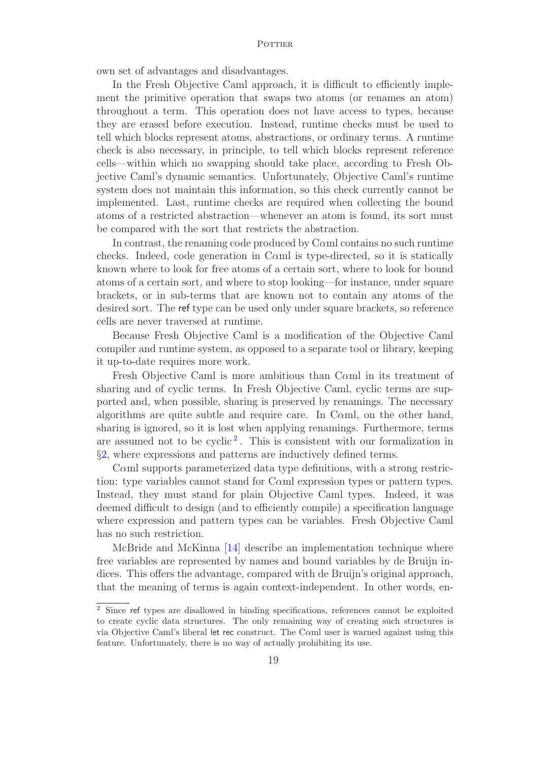own set of advantages and disadvantages.

In the Fresh Objective Caml approach, it is difficult to efficiently implement the primitive operation that swaps two atoms (or renames an atom) throughout a term. This operation does not have access to types, because they are erased before execution. Instead, runtime checks must be used to tell which blocks represent atoms, abstractions, or ordinary terms. A runtime check is also necessary, in principle, to tell which blocks represent reference cells—within which no swapping should take place, according to Fresh Objective Caml's dynamic semantics. Unfortunately, Objective Caml's runtime system does not maintain this information, so this check currently cannot be implemented. Last, runtime checks are required when collecting the bound atoms of a restricted abstraction—whenever an atom is found, its sort must be compared with the sort that restricts the abstraction.

In contrast, the renaming code produced by C$\alpha$ml contains no such runtime checks. Indeed, code generation in C$\alpha$ml is type-directed, so it is statically known where to look for free atoms of a certain sort, where to look for bound atoms of a certain sort, and where to stop looking—for instance, under square brackets, or in sub-terms that are known not to contain any atoms of the desired sort. The ref type can be used only under square brackets, so reference cells are never traversed at runtime.

Because Fresh Objective Caml is a modification of the Objective Caml compiler and runtime system, as opposed to a separate tool or library, keeping it up-to-date requires more work.

Fresh Objective Caml is more ambitious than C$\alpha$ml in its treatment of sharing and of cyclic terms. In Fresh Objective Caml, cyclic terms are supported and, when possible, sharing is preserved by renamings. The necessary algorithms are quite subtle and require care. In C$\alpha$ml, on the other hand, sharing is ignored, so it is lost when applying renamings. Furthermore, terms are assumed not to be cyclic [2]. This is consistent with our formalization in §2, where expressions and patterns are inductively defined terms.

C$\alpha$ml supports parameterized data type definitions, with a strong restriction: type variables cannot stand for C$\alpha$ml expression types or pattern types. Instead, they must stand for plain Objective Caml types. Indeed, it was deemed difficult to design (and to efficiently compile) a specification language where expression and pattern types can be variables. Fresh Objective Caml has no such restriction.

McBride and McKinna [14] describe an implementation technique where free variables are represented by names and bound variables by de Bruijn indices. This offers the advantage, compared with de Bruijn's original approach, that the meaning of terms is again context-independent. In other words, en-

[2] Since ref types are disallowed in binding specifications, references cannot be exploited to create cyclic data structures. The only remaining way of creating such structures is via Objective Caml's liberal let rec construct. The C$\alpha$ml user is warned against using this feature. Unfortunately, there is no way of actually prohibiting its use.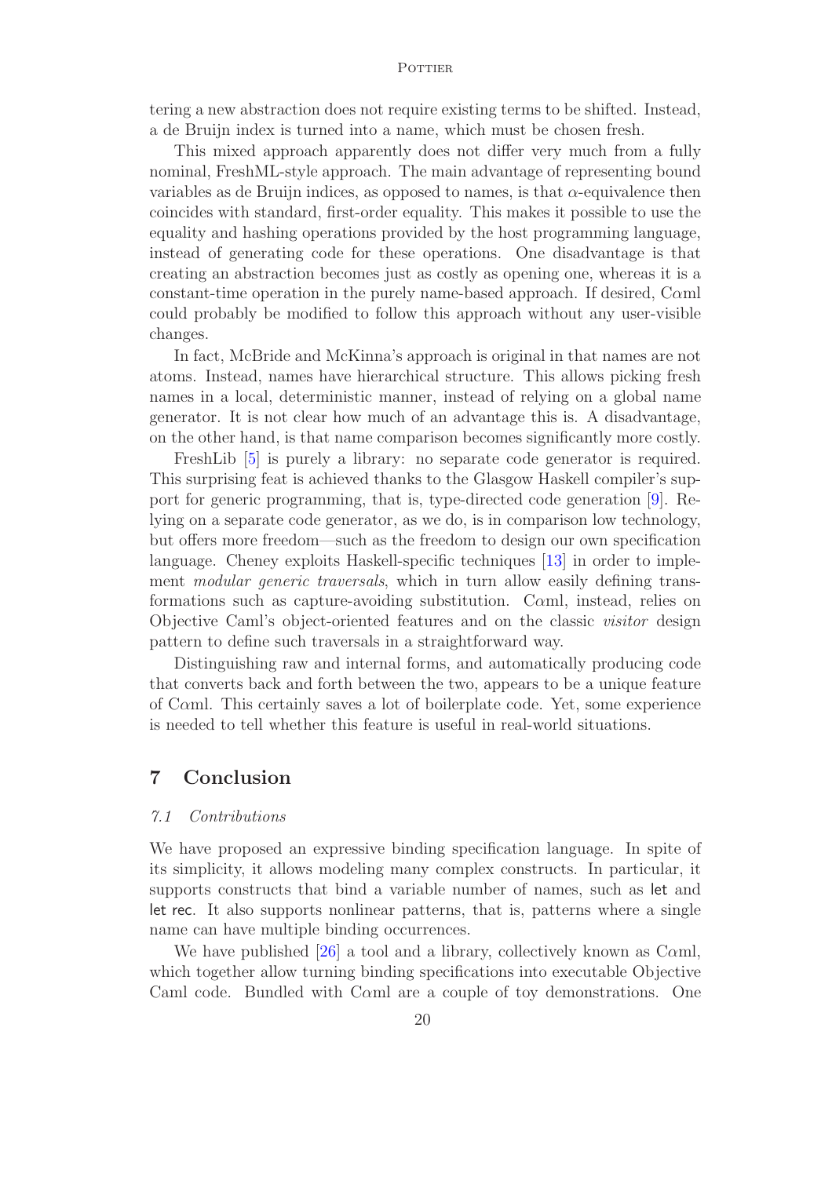tering a new abstraction does not require existing terms to be shifted. Instead, a de Bruijn index is turned into a name, which must be chosen fresh.

This mixed approach apparently does not differ very much from a fully nominal, FreshML-style approach. The main advantage of representing bound variables as de Bruijn indices, as opposed to names, is that $\alpha$-equivalence then coincides with standard, first-order equality. This makes it possible to use the equality and hashing operations provided by the host programming language, instead of generating code for these operations. One disadvantage is that creating an abstraction becomes just as costly as opening one, whereas it is a constant-time operation in the purely name-based approach. If desired, C$\alpha$ml could probably be modified to follow this approach without any user-visible changes.

In fact, McBride and McKinna's approach is original in that names are not atoms. Instead, names have hierarchical structure. This allows picking fresh names in a local, deterministic manner, instead of relying on a global name generator. It is not clear how much of an advantage this is. A disadvantage, on the other hand, is that name comparison becomes significantly more costly.

FreshLib [5] is purely a library: no separate code generator is required. This surprising feat is achieved thanks to the Glasgow Haskell compiler's support for generic programming, that is, type-directed code generation [9]. Relying on a separate code generator, as we do, is in comparison low technology, but offers more freedom—such as the freedom to design our own specification language. Cheney exploits Haskell-specific techniques [13] in order to implement *modular generic traversals*, which in turn allow easily defining transformations such as capture-avoiding substitution. C$\alpha$ml, instead, relies on Objective Caml's object-oriented features and on the classic *visitor* design pattern to define such traversals in a straightforward way.

Distinguishing raw and internal forms, and automatically producing code that converts back and forth between the two, appears to be a unique feature of C$\alpha$ml. This certainly saves a lot of boilerplate code. Yet, some experience is needed to tell whether this feature is useful in real-world situations.

## 7 Conclusion

### *7.1 Contributions*

We have proposed an expressive binding specification language. In spite of its simplicity, it allows modeling many complex constructs. In particular, it supports constructs that bind a variable number of names, such as let and let rec. It also supports nonlinear patterns, that is, patterns where a single name can have multiple binding occurrences.

We have published [26] a tool and a library, collectively known as C$\alpha$ml, which together allow turning binding specifications into executable Objective Caml code. Bundled with C$\alpha$ml are a couple of toy demonstrations. One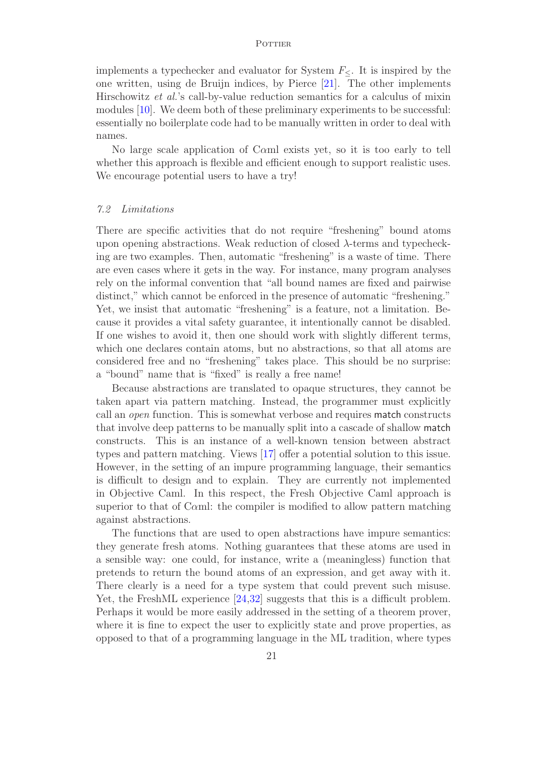implements a typechecker and evaluator for System $F_{\leq}$. It is inspired by the one written, using de Bruijn indices, by Pierce [21]. The other implements Hirschowitz *et al.*'s call-by-value reduction semantics for a calculus of mixin modules [10]. We deem both of these preliminary experiments to be successful: essentially no boilerplate code had to be manually written in order to deal with names.

No large scale application of C$\alpha$ml exists yet, so it is too early to tell whether this approach is flexible and efficient enough to support realistic uses. We encourage potential users to have a try!

### *7.2 Limitations*

There are specific activities that do not require "freshening" bound atoms upon opening abstractions. Weak reduction of closed $\lambda$-terms and typechecking are two examples. Then, automatic "freshening" is a waste of time. There are even cases where it gets in the way. For instance, many program analyses rely on the informal convention that "all bound names are fixed and pairwise distinct," which cannot be enforced in the presence of automatic "freshening." Yet, we insist that automatic "freshening" is a feature, not a limitation. Because it provides a vital safety guarantee, it intentionally cannot be disabled. If one wishes to avoid it, then one should work with slightly different terms, which one declares contain atoms, but no abstractions, so that all atoms are considered free and no "freshening" takes place. This should be no surprise: a "bound" name that is "fixed" is really a free name!

Because abstractions are translated to opaque structures, they cannot be taken apart via pattern matching. Instead, the programmer must explicitly call an *open* function. This is somewhat verbose and requires `match` constructs that involve deep patterns to be manually split into a cascade of shallow `match` constructs. This is an instance of a well-known tension between abstract types and pattern matching. Views [17] offer a potential solution to this issue. However, in the setting of an impure programming language, their semantics is difficult to design and to explain. They are currently not implemented in Objective Caml. In this respect, the Fresh Objective Caml approach is superior to that of C$\alpha$ml: the compiler is modified to allow pattern matching against abstractions.

The functions that are used to open abstractions have impure semantics: they generate fresh atoms. Nothing guarantees that these atoms are used in a sensible way: one could, for instance, write a (meaningless) function that pretends to return the bound atoms of an expression, and get away with it. There clearly is a need for a type system that could prevent such misuse. Yet, the FreshML experience [24,32] suggests that this is a difficult problem. Perhaps it would be more easily addressed in the setting of a theorem prover, where it is fine to expect the user to explicitly state and prove properties, as opposed to that of a programming language in the ML tradition, where types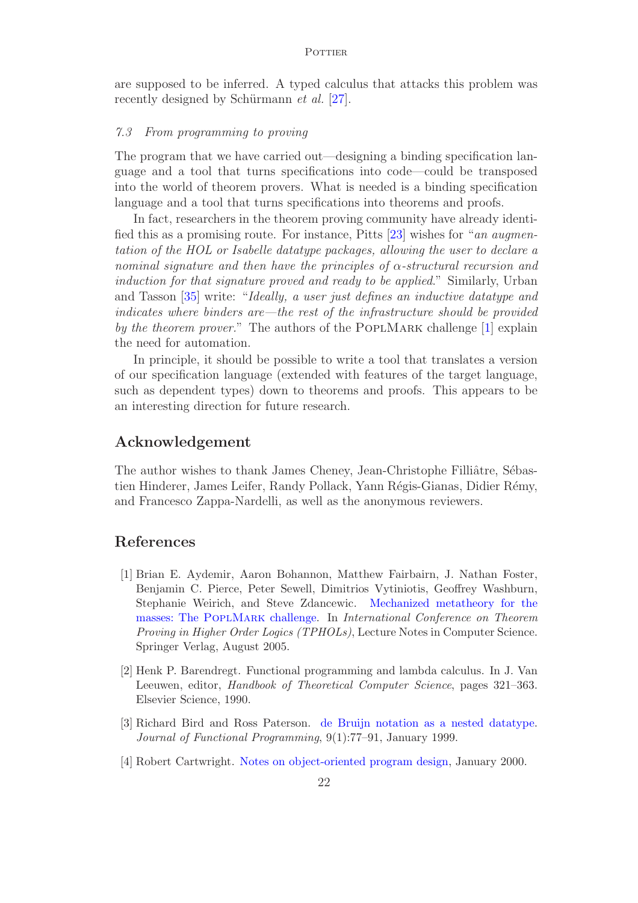are supposed to be inferred. A typed calculus that attacks this problem was recently designed by Schürmann *et al.* [27].

### *7.3 From programming to proving*

The program that we have carried out—designing a binding specification language and a tool that turns specifications into code—could be transposed into the world of theorem provers. What is needed is a binding specification language and a tool that turns specifications into theorems and proofs.

In fact, researchers in the theorem proving community have already identified this as a promising route. For instance, Pitts [23] wishes for "*an augmentation of the HOL or Isabelle datatype packages, allowing the user to declare a nominal signature and then have the principles of $\alpha$-structural recursion and induction for that signature proved and ready to be applied*." Similarly, Urban and Tasson [35] write: "*Ideally, a user just defines an inductive datatype and indicates where binders are—the rest of the infrastructure should be provided by the theorem prover*." The authors of the PoplMark challenge [1] explain the need for automation.

In principle, it should be possible to write a tool that translates a version of our specification language (extended with features of the target language, such as dependent types) down to theorems and proofs. This appears to be an interesting direction for future research.

## Acknowledgement

The author wishes to thank James Cheney, Jean-Christophe Filliâtre, Sébastien Hinderer, James Leifer, Randy Pollack, Yann Régis-Gianas, Didier Rémy, and Francesco Zappa-Nardelli, as well as the anonymous reviewers.

## References

[1] Brian E. Aydemir, Aaron Bohannon, Matthew Fairbairn, J. Nathan Foster, Benjamin C. Pierce, Peter Sewell, Dimitrios Vytiniotis, Geoffrey Washburn, Stephanie Weirich, and Steve Zdancewic. Mechanized metatheory for the masses: The PoplMark challenge. In *International Conference on Theorem Proving in Higher Order Logics (TPHOLs)*, Lecture Notes in Computer Science. Springer Verlag, August 2005.

[2] Henk P. Barendregt. Functional programming and lambda calculus. In J. Van Leeuwen, editor, *Handbook of Theoretical Computer Science*, pages 321–363. Elsevier Science, 1990.

[3] Richard Bird and Ross Paterson. de Bruijn notation as a nested datatype. *Journal of Functional Programming*, 9(1):77–91, January 1999.

[4] Robert Cartwright. Notes on object-oriented program design, January 2000.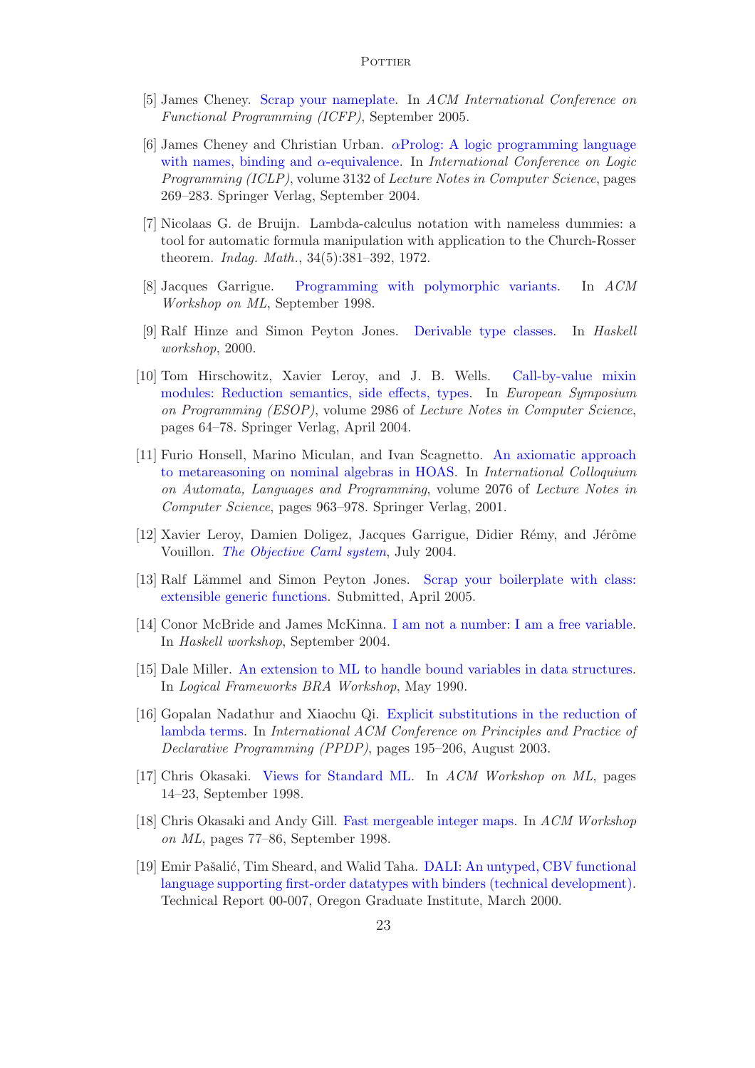[5] James Cheney. Scrap your nameplate. In *ACM International Conference on Functional Programming (ICFP)*, September 2005.

[6] James Cheney and Christian Urban. $\alpha$Prolog: A logic programming language with names, binding and $\alpha$-equivalence. In *International Conference on Logic Programming (ICLP)*, volume 3132 of *Lecture Notes in Computer Science*, pages 269–283. Springer Verlag, September 2004.

[7] Nicolaas G. de Bruijn. Lambda-calculus notation with nameless dummies: a tool for automatic formula manipulation with application to the Church-Rosser theorem. *Indag. Math.*, 34(5):381–392, 1972.

[8] Jacques Garrigue. Programming with polymorphic variants. In *ACM Workshop on ML*, September 1998.

[9] Ralf Hinze and Simon Peyton Jones. Derivable type classes. In *Haskell workshop*, 2000.

[10] Tom Hirschowitz, Xavier Leroy, and J. B. Wells. Call-by-value mixin modules: Reduction semantics, side effects, types. In *European Symposium on Programming (ESOP)*, volume 2986 of *Lecture Notes in Computer Science*, pages 64–78. Springer Verlag, April 2004.

[11] Furio Honsell, Marino Miculan, and Ivan Scagnetto. An axiomatic approach to metareasoning on nominal algebras in HOAS. In *International Colloquium on Automata, Languages and Programming*, volume 2076 of *Lecture Notes in Computer Science*, pages 963–978. Springer Verlag, 2001.

[12] Xavier Leroy, Damien Doligez, Jacques Garrigue, Didier Rémy, and Jérôme Vouillon. *The Objective Caml system*, July 2004.

[13] Ralf Lämmel and Simon Peyton Jones. Scrap your boilerplate with class: extensible generic functions. Submitted, April 2005.

[14] Conor McBride and James McKinna. I am not a number: I am a free variable. In *Haskell workshop*, September 2004.

[15] Dale Miller. An extension to ML to handle bound variables in data structures. In *Logical Frameworks BRA Workshop*, May 1990.

[16] Gopalan Nadathur and Xiaochu Qi. Explicit substitutions in the reduction of lambda terms. In *International ACM Conference on Principles and Practice of Declarative Programming (PPDP)*, pages 195–206, August 2003.

[17] Chris Okasaki. Views for Standard ML. In *ACM Workshop on ML*, pages 14–23, September 1998.

[18] Chris Okasaki and Andy Gill. Fast mergeable integer maps. In *ACM Workshop on ML*, pages 77–86, September 1998.

[19] Emir Pašalić, Tim Sheard, and Walid Taha. DALI: An untyped, CBV functional language supporting first-order datatypes with binders (technical development). Technical Report 00-007, Oregon Graduate Institute, March 2000.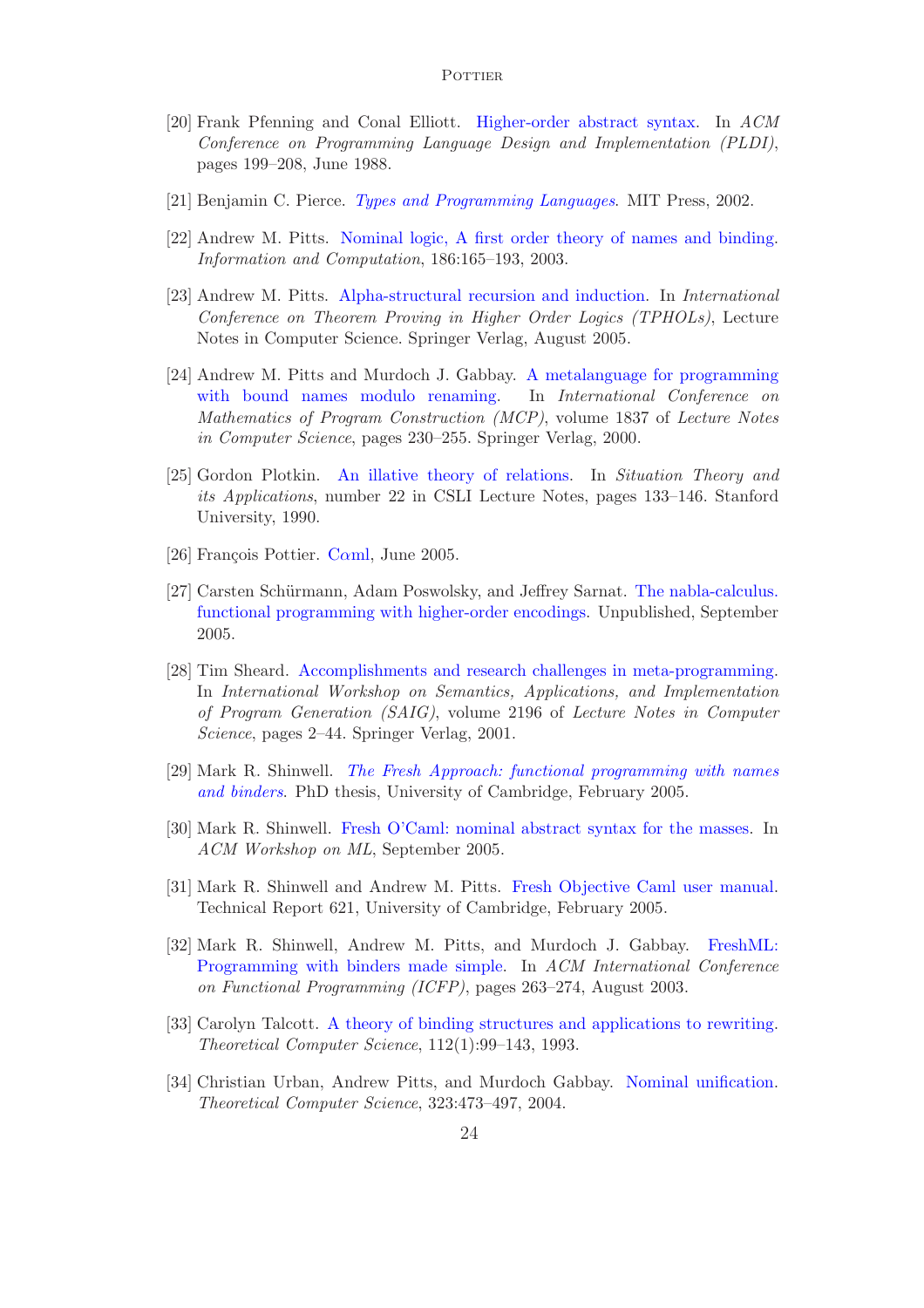[20] Frank Pfenning and Conal Elliott. Higher-order abstract syntax. In *ACM Conference on Programming Language Design and Implementation (PLDI)*, pages 199–208, June 1988.

[21] Benjamin C. Pierce. *Types and Programming Languages*. MIT Press, 2002.

[22] Andrew M. Pitts. Nominal logic, A first order theory of names and binding. *Information and Computation*, 186:165–193, 2003.

[23] Andrew M. Pitts. Alpha-structural recursion and induction. In *International Conference on Theorem Proving in Higher Order Logics (TPHOLs)*, Lecture Notes in Computer Science. Springer Verlag, August 2005.

[24] Andrew M. Pitts and Murdoch J. Gabbay. A metalanguage for programming with bound names modulo renaming. In *International Conference on Mathematics of Program Construction (MCP)*, volume 1837 of *Lecture Notes in Computer Science*, pages 230–255. Springer Verlag, 2000.

[25] Gordon Plotkin. An illative theory of relations. In *Situation Theory and its Applications*, number 22 in CSLI Lecture Notes, pages 133–146. Stanford University, 1990.

[26] François Pottier. C$\alpha$ml, June 2005.

[27] Carsten Schürmann, Adam Poswolsky, and Jeffrey Sarnat. The nabla-calculus. functional programming with higher-order encodings. Unpublished, September 2005.

[28] Tim Sheard. Accomplishments and research challenges in meta-programming. In *International Workshop on Semantics, Applications, and Implementation of Program Generation (SAIG)*, volume 2196 of *Lecture Notes in Computer Science*, pages 2–44. Springer Verlag, 2001.

[29] Mark R. Shinwell. *The Fresh Approach: functional programming with names and binders*. PhD thesis, University of Cambridge, February 2005.

[30] Mark R. Shinwell. Fresh O'Caml: nominal abstract syntax for the masses. In *ACM Workshop on ML*, September 2005.

[31] Mark R. Shinwell and Andrew M. Pitts. Fresh Objective Caml user manual. Technical Report 621, University of Cambridge, February 2005.

[32] Mark R. Shinwell, Andrew M. Pitts, and Murdoch J. Gabbay. FreshML: Programming with binders made simple. In *ACM International Conference on Functional Programming (ICFP)*, pages 263–274, August 2003.

[33] Carolyn Talcott. A theory of binding structures and applications to rewriting. *Theoretical Computer Science*, 112(1):99–143, 1993.

[34] Christian Urban, Andrew Pitts, and Murdoch Gabbay. Nominal unification. *Theoretical Computer Science*, 323:473–497, 2004.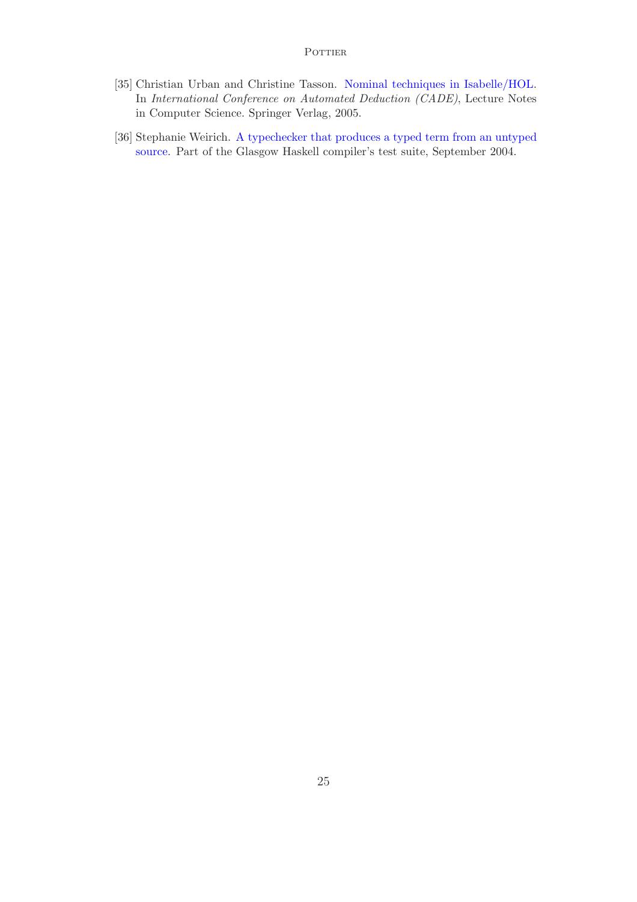[35] Christian Urban and Christine Tasson. Nominal techniques in Isabelle/HOL. In *International Conference on Automated Deduction (CADE)*, Lecture Notes in Computer Science. Springer Verlag, 2005.

[36] Stephanie Weirich. A typechecker that produces a typed term from an untyped source. Part of the Glasgow Haskell compiler's test suite, September 2004.